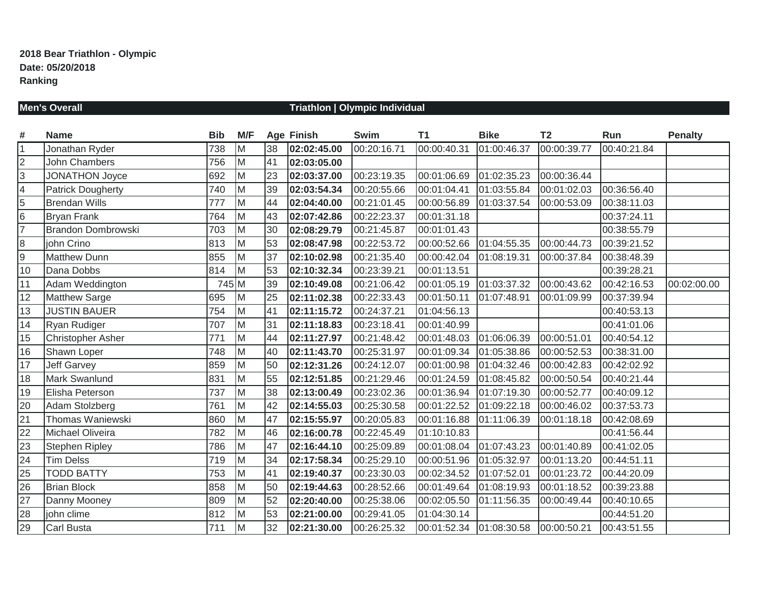**2018 Bear Triathlon - Olympic**
**Date: 05/20/2018**
**Ranking**

| **Men's Overall** | | | | | **Triathlon \| Olympic Individual** | | | | | | |
|---|---|---|---|---|---|---|---|---|---|---|---|
| **#** | **Name** | **Bib** | **M/F** | **Age** | **Finish** | **Swim** | **T1** | **Bike** | **T2** | **Run** | **Penalty** |
| 1 | Jonathan Ryder | 738 | M | 38 | **02:02:45.00** | 00:20:16.71 | 00:00:40.31 | 01:00:46.37 | 00:00:39.77 | 00:40:21.84 | |
| 2 | John Chambers | 756 | M | 41 | **02:03:05.00** | | | | | | |
| 3 | JONATHON Joyce | 692 | M | 23 | **02:03:37.00** | 00:23:19.35 | 00:01:06.69 | 01:02:35.23 | 00:00:36.44 | | |
| 4 | Patrick Dougherty | 740 | M | 39 | **02:03:54.34** | 00:20:55.66 | 00:01:04.41 | 01:03:55.84 | 00:01:02.03 | 00:36:56.40 | |
| 5 | Brendan Wills | 777 | M | 44 | **02:04:40.00** | 00:21:01.45 | 00:00:56.89 | 01:03:37.54 | 00:00:53.09 | 00:38:11.03 | |
| 6 | Bryan Frank | 764 | M | 43 | **02:07:42.86** | 00:22:23.37 | 00:01:31.18 | | | 00:37:24.11 | |
| 7 | Brandon Dombrowski | 703 | M | 30 | **02:08:29.79** | 00:21:45.87 | 00:01:01.43 | | | 00:38:55.79 | |
| 8 | john Crino | 813 | M | 53 | **02:08:47.98** | 00:22:53.72 | 00:00:52.66 | 01:04:55.35 | 00:00:44.73 | 00:39:21.52 | |
| 9 | Matthew Dunn | 855 | M | 37 | **02:10:02.98** | 00:21:35.40 | 00:00:42.04 | 01:08:19.31 | 00:00:37.84 | 00:38:48.39 | |
| 10 | Dana Dobbs | 814 | M | 53 | **02:10:32.34** | 00:23:39.21 | 00:01:13.51 | | | 00:39:28.21 | |
| 11 | Adam Weddington | 745 | M | 39 | **02:10:49.08** | 00:21:06.42 | 00:01:05.19 | 01:03:37.32 | 00:00:43.62 | 00:42:16.53 | 00:02:00.00 |
| 12 | Matthew Sarge | 695 | M | 25 | **02:11:02.38** | 00:22:33.43 | 00:01:50.11 | 01:07:48.91 | 00:01:09.99 | 00:37:39.94 | |
| 13 | JUSTIN BAUER | 754 | M | 41 | **02:11:15.72** | 00:24:37.21 | 01:04:56.13 | | | 00:40:53.13 | |
| 14 | Ryan Rudiger | 707 | M | 31 | **02:11:18.83** | 00:23:18.41 | 00:01:40.99 | | | 00:41:01.06 | |
| 15 | Christopher Asher | 771 | M | 44 | **02:11:27.97** | 00:21:48.42 | 00:01:48.03 | 01:06:06.39 | 00:00:51.01 | 00:40:54.12 | |
| 16 | Shawn Loper | 748 | M | 40 | **02:11:43.70** | 00:25:31.97 | 00:01:09.34 | 01:05:38.86 | 00:00:52.53 | 00:38:31.00 | |
| 17 | Jeff Garvey | 859 | M | 50 | **02:12:31.26** | 00:24:12.07 | 00:01:00.98 | 01:04:32.46 | 00:00:42.83 | 00:42:02.92 | |
| 18 | Mark Swanlund | 831 | M | 55 | **02:12:51.85** | 00:21:29.46 | 00:01:24.59 | 01:08:45.82 | 00:00:50.54 | 00:40:21.44 | |
| 19 | Elisha Peterson | 737 | M | 38 | **02:13:00.49** | 00:23:02.36 | 00:01:36.94 | 01:07:19.30 | 00:00:52.77 | 00:40:09.12 | |
| 20 | Adam Stolzberg | 761 | M | 42 | **02:14:55.03** | 00:25:30.58 | 00:01:22.52 | 01:09:22.18 | 00:00:46.02 | 00:37:53.73 | |
| 21 | Thomas Waniewski | 860 | M | 47 | **02:15:55.97** | 00:20:05.83 | 00:01:16.88 | 01:11:06.39 | 00:01:18.18 | 00:42:08.69 | |
| 22 | Michael Oliveira | 782 | M | 46 | **02:16:00.78** | 00:22:45.49 | 01:10:10.83 | | | 00:41:56.44 | |
| 23 | Stephen Ripley | 786 | M | 47 | **02:16:44.10** | 00:25:09.89 | 00:01:08.04 | 01:07:43.23 | 00:01:40.89 | 00:41:02.05 | |
| 24 | Tim Delss | 719 | M | 34 | **02:17:58.34** | 00:25:29.10 | 00:00:51.96 | 01:05:32.97 | 00:01:13.20 | 00:44:51.11 | |
| 25 | TODD BATTY | 753 | M | 41 | **02:19:40.37** | 00:23:30.03 | 00:02:34.52 | 01:07:52.01 | 00:01:23.72 | 00:44:20.09 | |
| 26 | Brian Block | 858 | M | 50 | **02:19:44.63** | 00:28:52.66 | 00:01:49.64 | 01:08:19.93 | 00:01:18.52 | 00:39:23.88 | |
| 27 | Danny Mooney | 809 | M | 52 | **02:20:40.00** | 00:25:38.06 | 00:02:05.50 | 01:11:56.35 | 00:00:49.44 | 00:40:10.65 | |
| 28 | john clime | 812 | M | 53 | **02:21:00.00** | 00:29:41.05 | 01:04:30.14 | | | 00:44:51.20 | |
| 29 | Carl Busta | 711 | M | 32 | **02:21:30.00** | 00:26:25.32 | 00:01:52.34 | 01:08:30.58 | 00:00:50.21 | 00:43:51.55 | |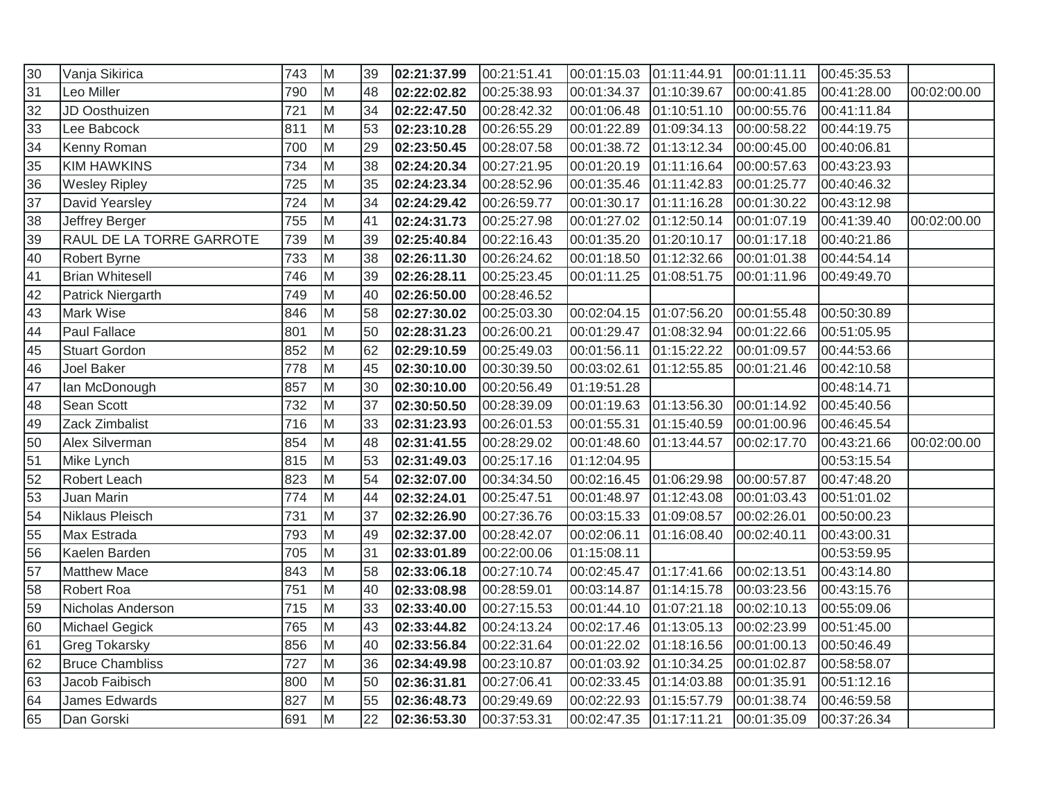| | | | | | | | | | | | |
|---|---|---|---|---|---|---|---|---|---|---|---|
| 30 | Vanja Sikirica | 743 | M | 39 | **02:21:37.99** | 00:21:51.41 | 00:01:15.03 | 01:11:44.91 | 00:01:11.11 | 00:45:35.53 | |
| 31 | Leo Miller | 790 | M | 48 | **02:22:02.82** | 00:25:38.93 | 00:01:34.37 | 01:10:39.67 | 00:00:41.85 | 00:41:28.00 | 00:02:00.00 |
| 32 | JD Oosthuizen | 721 | M | 34 | **02:22:47.50** | 00:28:42.32 | 00:01:06.48 | 01:10:51.10 | 00:00:55.76 | 00:41:11.84 | |
| 33 | Lee Babcock | 811 | M | 53 | **02:23:10.28** | 00:26:55.29 | 00:01:22.89 | 01:09:34.13 | 00:00:58.22 | 00:44:19.75 | |
| 34 | Kenny Roman | 700 | M | 29 | **02:23:50.45** | 00:28:07.58 | 00:01:38.72 | 01:13:12.34 | 00:00:45.00 | 00:40:06.81 | |
| 35 | KIM HAWKINS | 734 | M | 38 | **02:24:20.34** | 00:27:21.95 | 00:01:20.19 | 01:11:16.64 | 00:00:57.63 | 00:43:23.93 | |
| 36 | Wesley Ripley | 725 | M | 35 | **02:24:23.34** | 00:28:52.96 | 00:01:35.46 | 01:11:42.83 | 00:01:25.77 | 00:40:46.32 | |
| 37 | David Yearsley | 724 | M | 34 | **02:24:29.42** | 00:26:59.77 | 00:01:30.17 | 01:11:16.28 | 00:01:30.22 | 00:43:12.98 | |
| 38 | Jeffrey Berger | 755 | M | 41 | **02:24:31.73** | 00:25:27.98 | 00:01:27.02 | 01:12:50.14 | 00:01:07.19 | 00:41:39.40 | 00:02:00.00 |
| 39 | RAUL DE LA TORRE GARROTE | 739 | M | 39 | **02:25:40.84** | 00:22:16.43 | 00:01:35.20 | 01:20:10.17 | 00:01:17.18 | 00:40:21.86 | |
| 40 | Robert Byrne | 733 | M | 38 | **02:26:11.30** | 00:26:24.62 | 00:01:18.50 | 01:12:32.66 | 00:01:01.38 | 00:44:54.14 | |
| 41 | Brian Whitesell | 746 | M | 39 | **02:26:28.11** | 00:25:23.45 | 00:01:11.25 | 01:08:51.75 | 00:01:11.96 | 00:49:49.70 | |
| 42 | Patrick Niergarth | 749 | M | 40 | **02:26:50.00** | 00:28:46.52 | | | | | |
| 43 | Mark Wise | 846 | M | 58 | **02:27:30.02** | 00:25:03.30 | 00:02:04.15 | 01:07:56.20 | 00:01:55.48 | 00:50:30.89 | |
| 44 | Paul Fallace | 801 | M | 50 | **02:28:31.23** | 00:26:00.21 | 00:01:29.47 | 01:08:32.94 | 00:01:22.66 | 00:51:05.95 | |
| 45 | Stuart Gordon | 852 | M | 62 | **02:29:10.59** | 00:25:49.03 | 00:01:56.11 | 01:15:22.22 | 00:01:09.57 | 00:44:53.66 | |
| 46 | Joel Baker | 778 | M | 45 | **02:30:10.00** | 00:30:39.50 | 00:03:02.61 | 01:12:55.85 | 00:01:21.46 | 00:42:10.58 | |
| 47 | Ian McDonough | 857 | M | 30 | **02:30:10.00** | 00:20:56.49 | 01:19:51.28 | | | 00:48:14.71 | |
| 48 | Sean Scott | 732 | M | 37 | **02:30:50.50** | 00:28:39.09 | 00:01:19.63 | 01:13:56.30 | 00:01:14.92 | 00:45:40.56 | |
| 49 | Zack Zimbalist | 716 | M | 33 | **02:31:23.93** | 00:26:01.53 | 00:01:55.31 | 01:15:40.59 | 00:01:00.96 | 00:46:45.54 | |
| 50 | Alex Silverman | 854 | M | 48 | **02:31:41.55** | 00:28:29.02 | 00:01:48.60 | 01:13:44.57 | 00:02:17.70 | 00:43:21.66 | 00:02:00.00 |
| 51 | Mike Lynch | 815 | M | 53 | **02:31:49.03** | 00:25:17.16 | 01:12:04.95 | | | 00:53:15.54 | |
| 52 | Robert Leach | 823 | M | 54 | **02:32:07.00** | 00:34:34.50 | 00:02:16.45 | 01:06:29.98 | 00:00:57.87 | 00:47:48.20 | |
| 53 | Juan Marin | 774 | M | 44 | **02:32:24.01** | 00:25:47.51 | 00:01:48.97 | 01:12:43.08 | 00:01:03.43 | 00:51:01.02 | |
| 54 | Niklaus Pleisch | 731 | M | 37 | **02:32:26.90** | 00:27:36.76 | 00:03:15.33 | 01:09:08.57 | 00:02:26.01 | 00:50:00.23 | |
| 55 | Max Estrada | 793 | M | 49 | **02:32:37.00** | 00:28:42.07 | 00:02:06.11 | 01:16:08.40 | 00:02:40.11 | 00:43:00.31 | |
| 56 | Kaelen Barden | 705 | M | 31 | **02:33:01.89** | 00:22:00.06 | 01:15:08.11 | | | 00:53:59.95 | |
| 57 | Matthew Mace | 843 | M | 58 | **02:33:06.18** | 00:27:10.74 | 00:02:45.47 | 01:17:41.66 | 00:02:13.51 | 00:43:14.80 | |
| 58 | Robert Roa | 751 | M | 40 | **02:33:08.98** | 00:28:59.01 | 00:03:14.87 | 01:14:15.78 | 00:03:23.56 | 00:43:15.76 | |
| 59 | Nicholas Anderson | 715 | M | 33 | **02:33:40.00** | 00:27:15.53 | 00:01:44.10 | 01:07:21.18 | 00:02:10.13 | 00:55:09.06 | |
| 60 | Michael Gegick | 765 | M | 43 | **02:33:44.82** | 00:24:13.24 | 00:02:17.46 | 01:13:05.13 | 00:02:23.99 | 00:51:45.00 | |
| 61 | Greg Tokarsky | 856 | M | 40 | **02:33:56.84** | 00:22:31.64 | 00:01:22.02 | 01:18:16.56 | 00:01:00.13 | 00:50:46.49 | |
| 62 | Bruce Chambliss | 727 | M | 36 | **02:34:49.98** | 00:23:10.87 | 00:01:03.92 | 01:10:34.25 | 00:01:02.87 | 00:58:58.07 | |
| 63 | Jacob Faibisch | 800 | M | 50 | **02:36:31.81** | 00:27:06.41 | 00:02:33.45 | 01:14:03.88 | 00:01:35.91 | 00:51:12.16 | |
| 64 | James Edwards | 827 | M | 55 | **02:36:48.73** | 00:29:49.69 | 00:02:22.93 | 01:15:57.79 | 00:01:38.74 | 00:46:59.58 | |
| 65 | Dan Gorski | 691 | M | 22 | **02:36:53.30** | 00:37:53.31 | 00:02:47.35 | 01:17:11.21 | 00:01:35.09 | 00:37:26.34 | |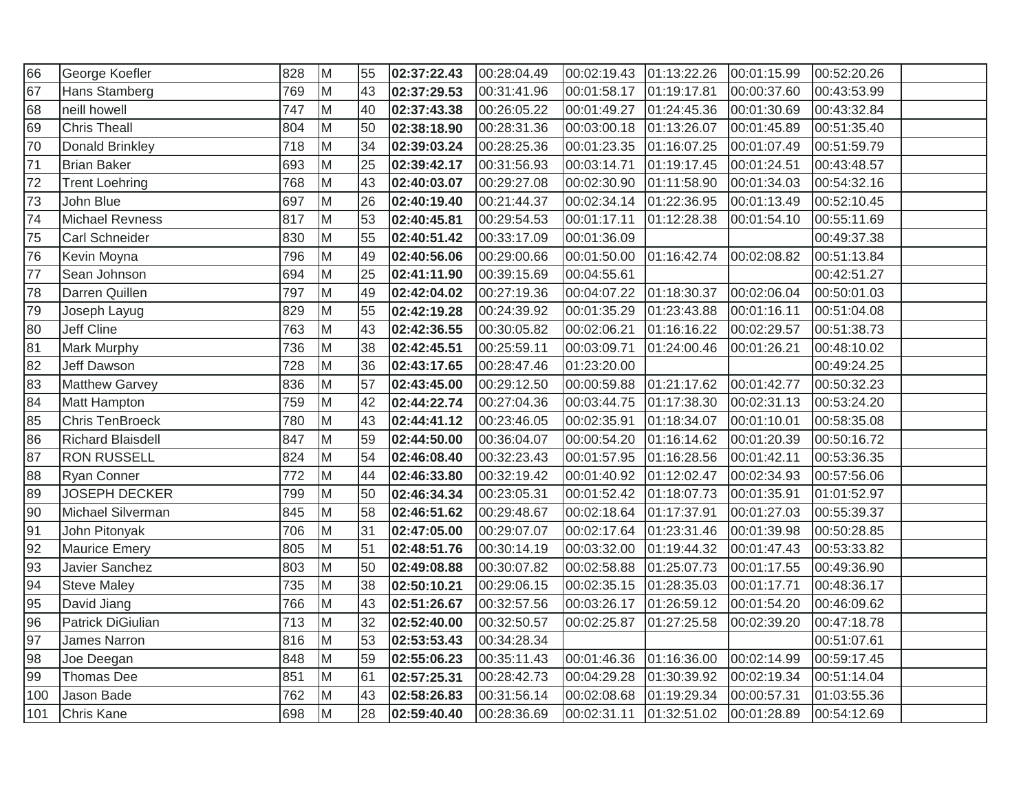| | | | | | | | | | | | |
|---|---|---|---|---|---|---|---|---|---|---|---|
| 66 | George Koefler | 828 | M | 55 | **02:37:22.43** | 00:28:04.49 | 00:02:19.43 | 01:13:22.26 | 00:01:15.99 | 00:52:20.26 | |
| 67 | Hans Stamberg | 769 | M | 43 | **02:37:29.53** | 00:31:41.96 | 00:01:58.17 | 01:19:17.81 | 00:00:37.60 | 00:43:53.99 | |
| 68 | neill howell | 747 | M | 40 | **02:37:43.38** | 00:26:05.22 | 00:01:49.27 | 01:24:45.36 | 00:01:30.69 | 00:43:32.84 | |
| 69 | Chris Theall | 804 | M | 50 | **02:38:18.90** | 00:28:31.36 | 00:03:00.18 | 01:13:26.07 | 00:01:45.89 | 00:51:35.40 | |
| 70 | Donald Brinkley | 718 | M | 34 | **02:39:03.24** | 00:28:25.36 | 00:01:23.35 | 01:16:07.25 | 00:01:07.49 | 00:51:59.79 | |
| 71 | Brian Baker | 693 | M | 25 | **02:39:42.17** | 00:31:56.93 | 00:03:14.71 | 01:19:17.45 | 00:01:24.51 | 00:43:48.57 | |
| 72 | Trent Loehring | 768 | M | 43 | **02:40:03.07** | 00:29:27.08 | 00:02:30.90 | 01:11:58.90 | 00:01:34.03 | 00:54:32.16 | |
| 73 | John Blue | 697 | M | 26 | **02:40:19.40** | 00:21:44.37 | 00:02:34.14 | 01:22:36.95 | 00:01:13.49 | 00:52:10.45 | |
| 74 | Michael Revness | 817 | M | 53 | **02:40:45.81** | 00:29:54.53 | 00:01:17.11 | 01:12:28.38 | 00:01:54.10 | 00:55:11.69 | |
| 75 | Carl Schneider | 830 | M | 55 | **02:40:51.42** | 00:33:17.09 | 00:01:36.09 | | | 00:49:37.38 | |
| 76 | Kevin Moyna | 796 | M | 49 | **02:40:56.06** | 00:29:00.66 | 00:01:50.00 | 01:16:42.74 | 00:02:08.82 | 00:51:13.84 | |
| 77 | Sean Johnson | 694 | M | 25 | **02:41:11.90** | 00:39:15.69 | 00:04:55.61 | | | 00:42:51.27 | |
| 78 | Darren Quillen | 797 | M | 49 | **02:42:04.02** | 00:27:19.36 | 00:04:07.22 | 01:18:30.37 | 00:02:06.04 | 00:50:01.03 | |
| 79 | Joseph Layug | 829 | M | 55 | **02:42:19.28** | 00:24:39.92 | 00:01:35.29 | 01:23:43.88 | 00:01:16.11 | 00:51:04.08 | |
| 80 | Jeff Cline | 763 | M | 43 | **02:42:36.55** | 00:30:05.82 | 00:02:06.21 | 01:16:16.22 | 00:02:29.57 | 00:51:38.73 | |
| 81 | Mark Murphy | 736 | M | 38 | **02:42:45.51** | 00:25:59.11 | 00:03:09.71 | 01:24:00.46 | 00:01:26.21 | 00:48:10.02 | |
| 82 | Jeff Dawson | 728 | M | 36 | **02:43:17.65** | 00:28:47.46 | 01:23:20.00 | | | 00:49:24.25 | |
| 83 | Matthew Garvey | 836 | M | 57 | **02:43:45.00** | 00:29:12.50 | 00:00:59.88 | 01:21:17.62 | 00:01:42.77 | 00:50:32.23 | |
| 84 | Matt Hampton | 759 | M | 42 | **02:44:22.74** | 00:27:04.36 | 00:03:44.75 | 01:17:38.30 | 00:02:31.13 | 00:53:24.20 | |
| 85 | Chris TenBroeck | 780 | M | 43 | **02:44:41.12** | 00:23:46.05 | 00:02:35.91 | 01:18:34.07 | 00:01:10.01 | 00:58:35.08 | |
| 86 | Richard Blaisdell | 847 | M | 59 | **02:44:50.00** | 00:36:04.07 | 00:00:54.20 | 01:16:14.62 | 00:01:20.39 | 00:50:16.72 | |
| 87 | RON RUSSELL | 824 | M | 54 | **02:46:08.40** | 00:32:23.43 | 00:01:57.95 | 01:16:28.56 | 00:01:42.11 | 00:53:36.35 | |
| 88 | Ryan Conner | 772 | M | 44 | **02:46:33.80** | 00:32:19.42 | 00:01:40.92 | 01:12:02.47 | 00:02:34.93 | 00:57:56.06 | |
| 89 | JOSEPH DECKER | 799 | M | 50 | **02:46:34.34** | 00:23:05.31 | 00:01:52.42 | 01:18:07.73 | 00:01:35.91 | 01:01:52.97 | |
| 90 | Michael Silverman | 845 | M | 58 | **02:46:51.62** | 00:29:48.67 | 00:02:18.64 | 01:17:37.91 | 00:01:27.03 | 00:55:39.37 | |
| 91 | John Pitonyak | 706 | M | 31 | **02:47:05.00** | 00:29:07.07 | 00:02:17.64 | 01:23:31.46 | 00:01:39.98 | 00:50:28.85 | |
| 92 | Maurice Emery | 805 | M | 51 | **02:48:51.76** | 00:30:14.19 | 00:03:32.00 | 01:19:44.32 | 00:01:47.43 | 00:53:33.82 | |
| 93 | Javier Sanchez | 803 | M | 50 | **02:49:08.88** | 00:30:07.82 | 00:02:58.88 | 01:25:07.73 | 00:01:17.55 | 00:49:36.90 | |
| 94 | Steve Maley | 735 | M | 38 | **02:50:10.21** | 00:29:06.15 | 00:02:35.15 | 01:28:35.03 | 00:01:17.71 | 00:48:36.17 | |
| 95 | David Jiang | 766 | M | 43 | **02:51:26.67** | 00:32:57.56 | 00:03:26.17 | 01:26:59.12 | 00:01:54.20 | 00:46:09.62 | |
| 96 | Patrick DiGiulian | 713 | M | 32 | **02:52:40.00** | 00:32:50.57 | 00:02:25.87 | 01:27:25.58 | 00:02:39.20 | 00:47:18.78 | |
| 97 | James Narron | 816 | M | 53 | **02:53:53.43** | 00:34:28.34 | | | | 00:51:07.61 | |
| 98 | Joe Deegan | 848 | M | 59 | **02:55:06.23** | 00:35:11.43 | 00:01:46.36 | 01:16:36.00 | 00:02:14.99 | 00:59:17.45 | |
| 99 | Thomas Dee | 851 | M | 61 | **02:57:25.31** | 00:28:42.73 | 00:04:29.28 | 01:30:39.92 | 00:02:19.34 | 00:51:14.04 | |
| 100 | Jason Bade | 762 | M | 43 | **02:58:26.83** | 00:31:56.14 | 00:02:08.68 | 01:19:29.34 | 00:00:57.31 | 01:03:55.36 | |
| 101 | Chris Kane | 698 | M | 28 | **02:59:40.40** | 00:28:36.69 | 00:02:31.11 | 01:32:51.02 | 00:01:28.89 | 00:54:12.69 | |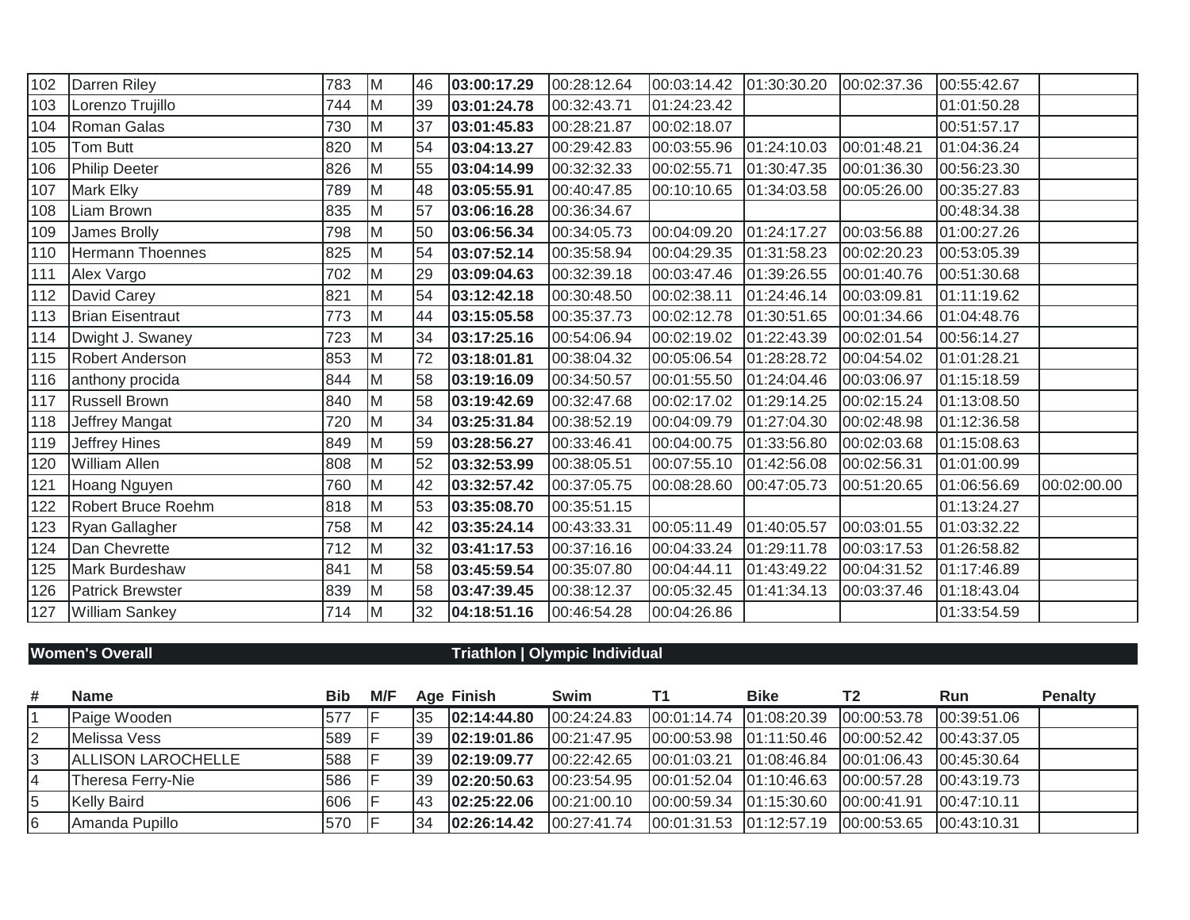| # | Name | Bib | M/F | Age | Finish | Swim | T1 | Bike | T2 | Run | Penalty |
|---|---|---|---|---|---|---|---|---|---|---|---|
| 102 | Darren Riley | 783 | M | 46 | **03:00:17.29** | 00:28:12.64 | 00:03:14.42 | 01:30:30.20 | 00:02:37.36 | 00:55:42.67 | |
| 103 | Lorenzo Trujillo | 744 | M | 39 | **03:01:24.78** | 00:32:43.71 | 01:24:23.42 | | | 01:01:50.28 | |
| 104 | Roman Galas | 730 | M | 37 | **03:01:45.83** | 00:28:21.87 | 00:02:18.07 | | | 00:51:57.17 | |
| 105 | Tom Butt | 820 | M | 54 | **03:04:13.27** | 00:29:42.83 | 00:03:55.96 | 01:24:10.03 | 00:01:48.21 | 01:04:36.24 | |
| 106 | Philip Deeter | 826 | M | 55 | **03:04:14.99** | 00:32:32.33 | 00:02:55.71 | 01:30:47.35 | 00:01:36.30 | 00:56:23.30 | |
| 107 | Mark Elky | 789 | M | 48 | **03:05:55.91** | 00:40:47.85 | 00:10:10.65 | 01:34:03.58 | 00:05:26.00 | 00:35:27.83 | |
| 108 | Liam Brown | 835 | M | 57 | **03:06:16.28** | 00:36:34.67 | | | | 00:48:34.38 | |
| 109 | James Brolly | 798 | M | 50 | **03:06:56.34** | 00:34:05.73 | 00:04:09.20 | 01:24:17.27 | 00:03:56.88 | 01:00:27.26 | |
| 110 | Hermann Thoennes | 825 | M | 54 | **03:07:52.14** | 00:35:58.94 | 00:04:29.35 | 01:31:58.23 | 00:02:20.23 | 00:53:05.39 | |
| 111 | Alex Vargo | 702 | M | 29 | **03:09:04.63** | 00:32:39.18 | 00:03:47.46 | 01:39:26.55 | 00:01:40.76 | 00:51:30.68 | |
| 112 | David Carey | 821 | M | 54 | **03:12:42.18** | 00:30:48.50 | 00:02:38.11 | 01:24:46.14 | 00:03:09.81 | 01:11:19.62 | |
| 113 | Brian Eisentraut | 773 | M | 44 | **03:15:05.58** | 00:35:37.73 | 00:02:12.78 | 01:30:51.65 | 00:01:34.66 | 01:04:48.76 | |
| 114 | Dwight J. Swaney | 723 | M | 34 | **03:17:25.16** | 00:54:06.94 | 00:02:19.02 | 01:22:43.39 | 00:02:01.54 | 00:56:14.27 | |
| 115 | Robert Anderson | 853 | M | 72 | **03:18:01.81** | 00:38:04.32 | 00:05:06.54 | 01:28:28.72 | 00:04:54.02 | 01:01:28.21 | |
| 116 | anthony procida | 844 | M | 58 | **03:19:16.09** | 00:34:50.57 | 00:01:55.50 | 01:24:04.46 | 00:03:06.97 | 01:15:18.59 | |
| 117 | Russell Brown | 840 | M | 58 | **03:19:42.69** | 00:32:47.68 | 00:02:17.02 | 01:29:14.25 | 00:02:15.24 | 01:13:08.50 | |
| 118 | Jeffrey Mangat | 720 | M | 34 | **03:25:31.84** | 00:38:52.19 | 00:04:09.79 | 01:27:04.30 | 00:02:48.98 | 01:12:36.58 | |
| 119 | Jeffrey Hines | 849 | M | 59 | **03:28:56.27** | 00:33:46.41 | 00:04:00.75 | 01:33:56.80 | 00:02:03.68 | 01:15:08.63 | |
| 120 | William Allen | 808 | M | 52 | **03:32:53.99** | 00:38:05.51 | 00:07:55.10 | 01:42:56.08 | 00:02:56.31 | 01:01:00.99 | |
| 121 | Hoang Nguyen | 760 | M | 42 | **03:32:57.42** | 00:37:05.75 | 00:08:28.60 | 00:47:05.73 | 00:51:20.65 | 01:06:56.69 | 00:02:00.00 |
| 122 | Robert Bruce Roehm | 818 | M | 53 | **03:35:08.70** | 00:35:51.15 | | | | 01:13:24.27 | |
| 123 | Ryan Gallagher | 758 | M | 42 | **03:35:24.14** | 00:43:33.31 | 00:05:11.49 | 01:40:05.57 | 00:03:01.55 | 01:03:32.22 | |
| 124 | Dan Chevrette | 712 | M | 32 | **03:41:17.53** | 00:37:16.16 | 00:04:33.24 | 01:29:11.78 | 00:03:17.53 | 01:26:58.82 | |
| 125 | Mark Burdeshaw | 841 | M | 58 | **03:45:59.54** | 00:35:07.80 | 00:04:44.11 | 01:43:49.22 | 00:04:31.52 | 01:17:46.89 | |
| 126 | Patrick Brewster | 839 | M | 58 | **03:47:39.45** | 00:38:12.37 | 00:05:32.45 | 01:41:34.13 | 00:03:37.46 | 01:18:43.04 | |
| 127 | William Sankey | 714 | M | 32 | **04:18:51.16** | 00:46:54.28 | 00:04:26.86 | | | 01:33:54.59 | |

**Women's Overall** — **Triathlon | Olympic Individual**

| # | Name | Bib | M/F | Age | Finish | Swim | T1 | Bike | T2 | Run | Penalty |
|---|---|---|---|---|---|---|---|---|---|---|---|
| 1 | Paige Wooden | 577 | F | 35 | **02:14:44.80** | 00:24:24.83 | 00:01:14.74 | 01:08:20.39 | 00:00:53.78 | 00:39:51.06 | |
| 2 | Melissa Vess | 589 | F | 39 | **02:19:01.86** | 00:21:47.95 | 00:00:53.98 | 01:11:50.46 | 00:00:52.42 | 00:43:37.05 | |
| 3 | ALLISON LAROCHELLE | 588 | F | 39 | **02:19:09.77** | 00:22:42.65 | 00:01:03.21 | 01:08:46.84 | 00:01:06.43 | 00:45:30.64 | |
| 4 | Theresa Ferry-Nie | 586 | F | 39 | **02:20:50.63** | 00:23:54.95 | 00:01:52.04 | 01:10:46.63 | 00:00:57.28 | 00:43:19.73 | |
| 5 | Kelly Baird | 606 | F | 43 | **02:25:22.06** | 00:21:00.10 | 00:00:59.34 | 01:15:30.60 | 00:00:41.91 | 00:47:10.11 | |
| 6 | Amanda Pupillo | 570 | F | 34 | **02:26:14.42** | 00:27:41.74 | 00:01:31.53 | 01:12:57.19 | 00:00:53.65 | 00:43:10.31 | |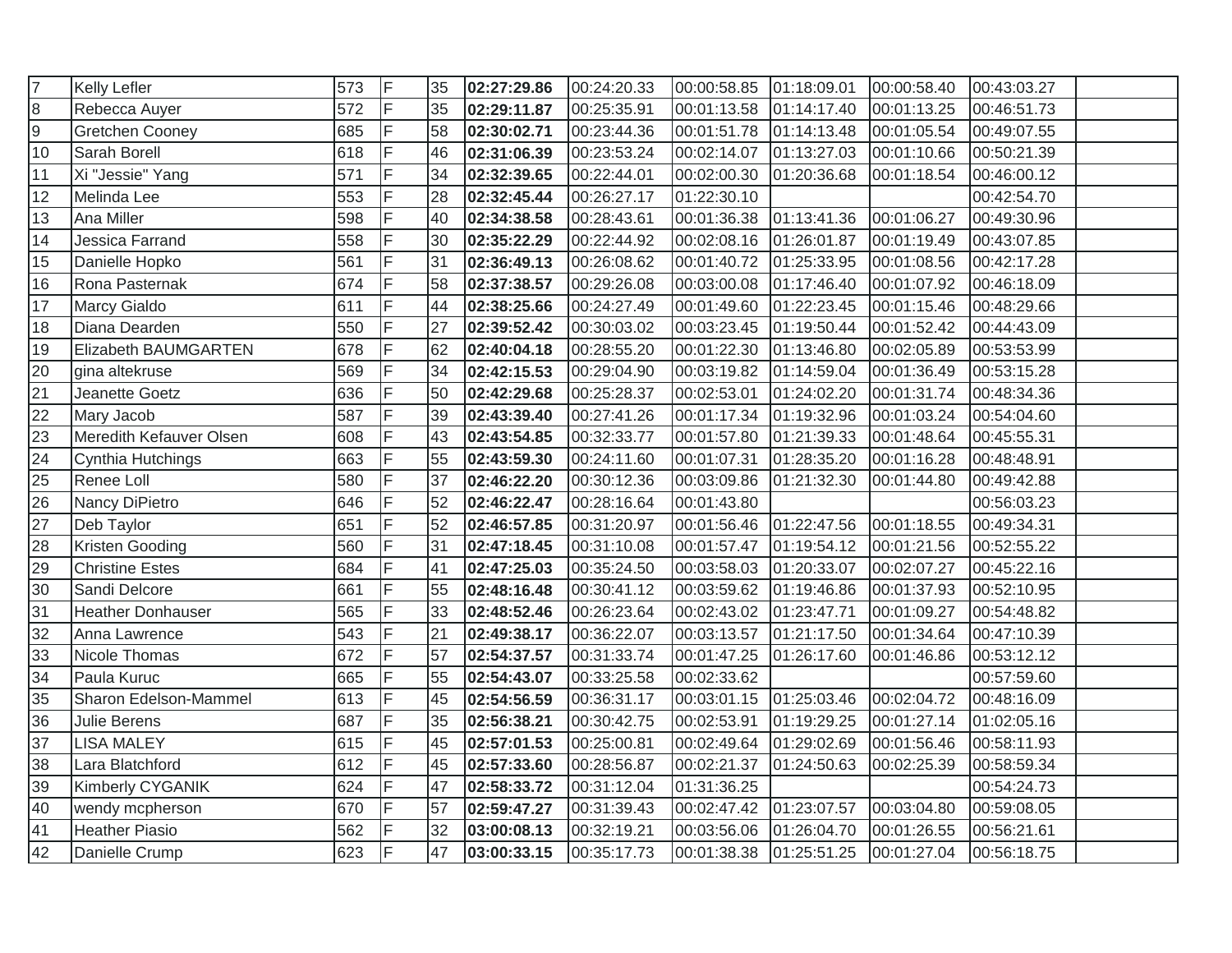| | | | | | | | | | | | |
|---|---|---|---|---|---|---|---|---|---|---|---|
| 7 | Kelly Lefler | 573 | F | 35 | **02:27:29.86** | 00:24:20.33 | 00:00:58.85 | 01:18:09.01 | 00:00:58.40 | 00:43:03.27 | |
| 8 | Rebecca Auyer | 572 | F | 35 | **02:29:11.87** | 00:25:35.91 | 00:01:13.58 | 01:14:17.40 | 00:01:13.25 | 00:46:51.73 | |
| 9 | Gretchen Cooney | 685 | F | 58 | **02:30:02.71** | 00:23:44.36 | 00:01:51.78 | 01:14:13.48 | 00:01:05.54 | 00:49:07.55 | |
| 10 | Sarah Borell | 618 | F | 46 | **02:31:06.39** | 00:23:53.24 | 00:02:14.07 | 01:13:27.03 | 00:01:10.66 | 00:50:21.39 | |
| 11 | Xi "Jessie" Yang | 571 | F | 34 | **02:32:39.65** | 00:22:44.01 | 00:02:00.30 | 01:20:36.68 | 00:01:18.54 | 00:46:00.12 | |
| 12 | Melinda Lee | 553 | F | 28 | **02:32:45.44** | 00:26:27.17 | 01:22:30.10 | | | 00:42:54.70 | |
| 13 | Ana Miller | 598 | F | 40 | **02:34:38.58** | 00:28:43.61 | 00:01:36.38 | 01:13:41.36 | 00:01:06.27 | 00:49:30.96 | |
| 14 | Jessica Farrand | 558 | F | 30 | **02:35:22.29** | 00:22:44.92 | 00:02:08.16 | 01:26:01.87 | 00:01:19.49 | 00:43:07.85 | |
| 15 | Danielle Hopko | 561 | F | 31 | **02:36:49.13** | 00:26:08.62 | 00:01:40.72 | 01:25:33.95 | 00:01:08.56 | 00:42:17.28 | |
| 16 | Rona Pasternak | 674 | F | 58 | **02:37:38.57** | 00:29:26.08 | 00:03:00.08 | 01:17:46.40 | 00:01:07.92 | 00:46:18.09 | |
| 17 | Marcy Gialdo | 611 | F | 44 | **02:38:25.66** | 00:24:27.49 | 00:01:49.60 | 01:22:23.45 | 00:01:15.46 | 00:48:29.66 | |
| 18 | Diana Dearden | 550 | F | 27 | **02:39:52.42** | 00:30:03.02 | 00:03:23.45 | 01:19:50.44 | 00:01:52.42 | 00:44:43.09 | |
| 19 | Elizabeth BAUMGARTEN | 678 | F | 62 | **02:40:04.18** | 00:28:55.20 | 00:01:22.30 | 01:13:46.80 | 00:02:05.89 | 00:53:53.99 | |
| 20 | gina altekruse | 569 | F | 34 | **02:42:15.53** | 00:29:04.90 | 00:03:19.82 | 01:14:59.04 | 00:01:36.49 | 00:53:15.28 | |
| 21 | Jeanette Goetz | 636 | F | 50 | **02:42:29.68** | 00:25:28.37 | 00:02:53.01 | 01:24:02.20 | 00:01:31.74 | 00:48:34.36 | |
| 22 | Mary Jacob | 587 | F | 39 | **02:43:39.40** | 00:27:41.26 | 00:01:17.34 | 01:19:32.96 | 00:01:03.24 | 00:54:04.60 | |
| 23 | Meredith Kefauver Olsen | 608 | F | 43 | **02:43:54.85** | 00:32:33.77 | 00:01:57.80 | 01:21:39.33 | 00:01:48.64 | 00:45:55.31 | |
| 24 | Cynthia Hutchings | 663 | F | 55 | **02:43:59.30** | 00:24:11.60 | 00:01:07.31 | 01:28:35.20 | 00:01:16.28 | 00:48:48.91 | |
| 25 | Renee Loll | 580 | F | 37 | **02:46:22.20** | 00:30:12.36 | 00:03:09.86 | 01:21:32.30 | 00:01:44.80 | 00:49:42.88 | |
| 26 | Nancy DiPietro | 646 | F | 52 | **02:46:22.47** | 00:28:16.64 | 00:01:43.80 | | | 00:56:03.23 | |
| 27 | Deb Taylor | 651 | F | 52 | **02:46:57.85** | 00:31:20.97 | 00:01:56.46 | 01:22:47.56 | 00:01:18.55 | 00:49:34.31 | |
| 28 | Kristen Gooding | 560 | F | 31 | **02:47:18.45** | 00:31:10.08 | 00:01:57.47 | 01:19:54.12 | 00:01:21.56 | 00:52:55.22 | |
| 29 | Christine Estes | 684 | F | 41 | **02:47:25.03** | 00:35:24.50 | 00:03:58.03 | 01:20:33.07 | 00:02:07.27 | 00:45:22.16 | |
| 30 | Sandi Delcore | 661 | F | 55 | **02:48:16.48** | 00:30:41.12 | 00:03:59.62 | 01:19:46.86 | 00:01:37.93 | 00:52:10.95 | |
| 31 | Heather Donhauser | 565 | F | 33 | **02:48:52.46** | 00:26:23.64 | 00:02:43.02 | 01:23:47.71 | 00:01:09.27 | 00:54:48.82 | |
| 32 | Anna Lawrence | 543 | F | 21 | **02:49:38.17** | 00:36:22.07 | 00:03:13.57 | 01:21:17.50 | 00:01:34.64 | 00:47:10.39 | |
| 33 | Nicole Thomas | 672 | F | 57 | **02:54:37.57** | 00:31:33.74 | 00:01:47.25 | 01:26:17.60 | 00:01:46.86 | 00:53:12.12 | |
| 34 | Paula Kuruc | 665 | F | 55 | **02:54:43.07** | 00:33:25.58 | 00:02:33.62 | | | 00:57:59.60 | |
| 35 | Sharon Edelson-Mammel | 613 | F | 45 | **02:54:56.59** | 00:36:31.17 | 00:03:01.15 | 01:25:03.46 | 00:02:04.72 | 00:48:16.09 | |
| 36 | Julie Berens | 687 | F | 35 | **02:56:38.21** | 00:30:42.75 | 00:02:53.91 | 01:19:29.25 | 00:01:27.14 | 01:02:05.16 | |
| 37 | LISA MALEY | 615 | F | 45 | **02:57:01.53** | 00:25:00.81 | 00:02:49.64 | 01:29:02.69 | 00:01:56.46 | 00:58:11.93 | |
| 38 | Lara Blatchford | 612 | F | 45 | **02:57:33.60** | 00:28:56.87 | 00:02:21.37 | 01:24:50.63 | 00:02:25.39 | 00:58:59.34 | |
| 39 | Kimberly CYGANIK | 624 | F | 47 | **02:58:33.72** | 00:31:12.04 | 01:31:36.25 | | | 00:54:24.73 | |
| 40 | wendy mcpherson | 670 | F | 57 | **02:59:47.27** | 00:31:39.43 | 00:02:47.42 | 01:23:07.57 | 00:03:04.80 | 00:59:08.05 | |
| 41 | Heather Piasio | 562 | F | 32 | **03:00:08.13** | 00:32:19.21 | 00:03:56.06 | 01:26:04.70 | 00:01:26.55 | 00:56:21.61 | |
| 42 | Danielle Crump | 623 | F | 47 | **03:00:33.15** | 00:35:17.73 | 00:01:38.38 | 01:25:51.25 | 00:01:27.04 | 00:56:18.75 | |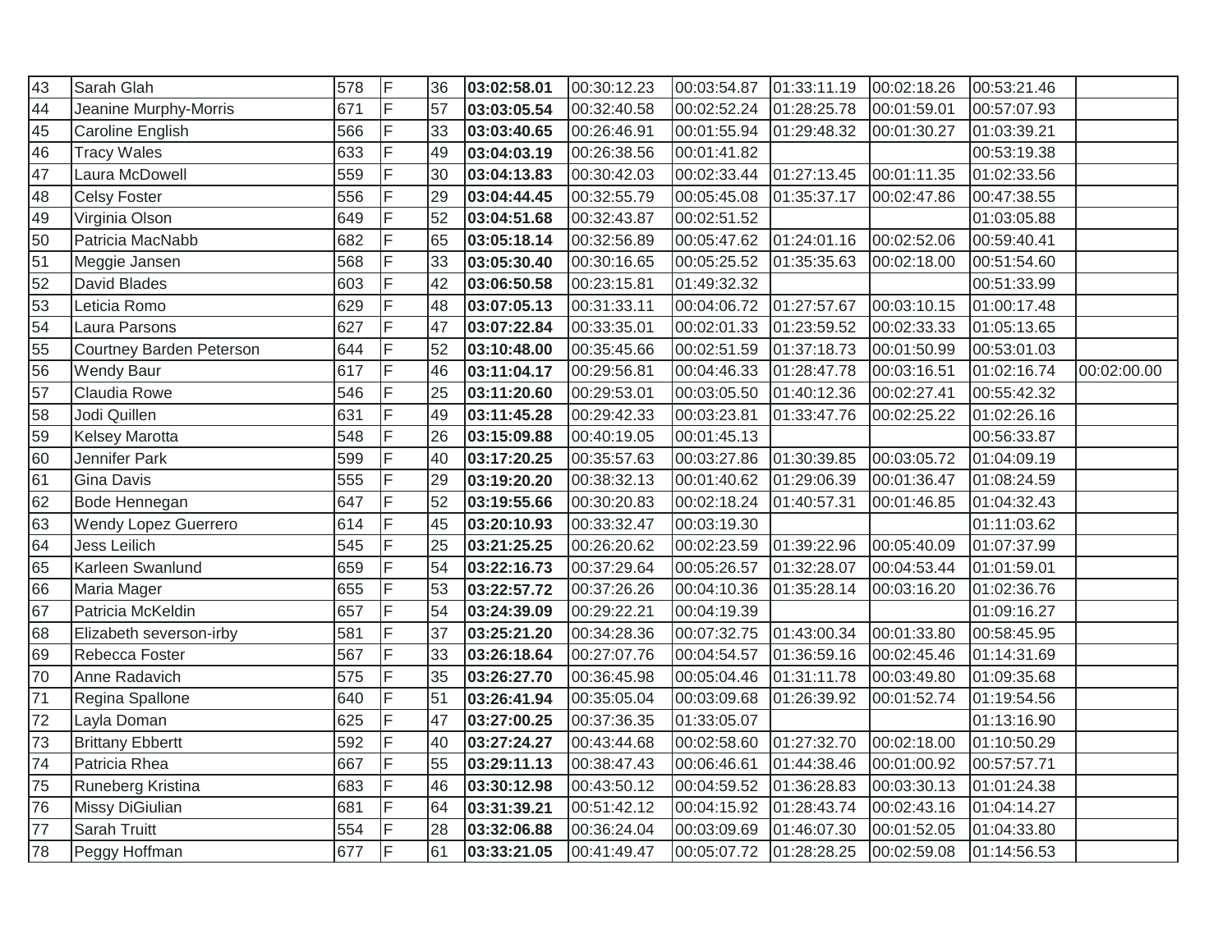| | | | | | | | | | | | |
|---|---|---|---|---|---|---|---|---|---|---|---|
| 43 | Sarah Glah | 578 | F | 36 | **03:02:58.01** | 00:30:12.23 | 00:03:54.87 | 01:33:11.19 | 00:02:18.26 | 00:53:21.46 | |
| 44 | Jeanine Murphy-Morris | 671 | F | 57 | **03:03:05.54** | 00:32:40.58 | 00:02:52.24 | 01:28:25.78 | 00:01:59.01 | 00:57:07.93 | |
| 45 | Caroline English | 566 | F | 33 | **03:03:40.65** | 00:26:46.91 | 00:01:55.94 | 01:29:48.32 | 00:01:30.27 | 01:03:39.21 | |
| 46 | Tracy Wales | 633 | F | 49 | **03:04:03.19** | 00:26:38.56 | 00:01:41.82 | | | 00:53:19.38 | |
| 47 | Laura McDowell | 559 | F | 30 | **03:04:13.83** | 00:30:42.03 | 00:02:33.44 | 01:27:13.45 | 00:01:11.35 | 01:02:33.56 | |
| 48 | Celsy Foster | 556 | F | 29 | **03:04:44.45** | 00:32:55.79 | 00:05:45.08 | 01:35:37.17 | 00:02:47.86 | 00:47:38.55 | |
| 49 | Virginia Olson | 649 | F | 52 | **03:04:51.68** | 00:32:43.87 | 00:02:51.52 | | | 01:03:05.88 | |
| 50 | Patricia MacNabb | 682 | F | 65 | **03:05:18.14** | 00:32:56.89 | 00:05:47.62 | 01:24:01.16 | 00:02:52.06 | 00:59:40.41 | |
| 51 | Meggie Jansen | 568 | F | 33 | **03:05:30.40** | 00:30:16.65 | 00:05:25.52 | 01:35:35.63 | 00:02:18.00 | 00:51:54.60 | |
| 52 | David Blades | 603 | F | 42 | **03:06:50.58** | 00:23:15.81 | 01:49:32.32 | | | 00:51:33.99 | |
| 53 | Leticia Romo | 629 | F | 48 | **03:07:05.13** | 00:31:33.11 | 00:04:06.72 | 01:27:57.67 | 00:03:10.15 | 01:00:17.48 | |
| 54 | Laura Parsons | 627 | F | 47 | **03:07:22.84** | 00:33:35.01 | 00:02:01.33 | 01:23:59.52 | 00:02:33.33 | 01:05:13.65 | |
| 55 | Courtney Barden Peterson | 644 | F | 52 | **03:10:48.00** | 00:35:45.66 | 00:02:51.59 | 01:37:18.73 | 00:01:50.99 | 00:53:01.03 | |
| 56 | Wendy Baur | 617 | F | 46 | **03:11:04.17** | 00:29:56.81 | 00:04:46.33 | 01:28:47.78 | 00:03:16.51 | 01:02:16.74 | 00:02:00.00 |
| 57 | Claudia Rowe | 546 | F | 25 | **03:11:20.60** | 00:29:53.01 | 00:03:05.50 | 01:40:12.36 | 00:02:27.41 | 00:55:42.32 | |
| 58 | Jodi Quillen | 631 | F | 49 | **03:11:45.28** | 00:29:42.33 | 00:03:23.81 | 01:33:47.76 | 00:02:25.22 | 01:02:26.16 | |
| 59 | Kelsey Marotta | 548 | F | 26 | **03:15:09.88** | 00:40:19.05 | 00:01:45.13 | | | 00:56:33.87 | |
| 60 | Jennifer Park | 599 | F | 40 | **03:17:20.25** | 00:35:57.63 | 00:03:27.86 | 01:30:39.85 | 00:03:05.72 | 01:04:09.19 | |
| 61 | Gina Davis | 555 | F | 29 | **03:19:20.20** | 00:38:32.13 | 00:01:40.62 | 01:29:06.39 | 00:01:36.47 | 01:08:24.59 | |
| 62 | Bode Hennegan | 647 | F | 52 | **03:19:55.66** | 00:30:20.83 | 00:02:18.24 | 01:40:57.31 | 00:01:46.85 | 01:04:32.43 | |
| 63 | Wendy Lopez Guerrero | 614 | F | 45 | **03:20:10.93** | 00:33:32.47 | 00:03:19.30 | | | 01:11:03.62 | |
| 64 | Jess Leilich | 545 | F | 25 | **03:21:25.25** | 00:26:20.62 | 00:02:23.59 | 01:39:22.96 | 00:05:40.09 | 01:07:37.99 | |
| 65 | Karleen Swanlund | 659 | F | 54 | **03:22:16.73** | 00:37:29.64 | 00:05:26.57 | 01:32:28.07 | 00:04:53.44 | 01:01:59.01 | |
| 66 | Maria Mager | 655 | F | 53 | **03:22:57.72** | 00:37:26.26 | 00:04:10.36 | 01:35:28.14 | 00:03:16.20 | 01:02:36.76 | |
| 67 | Patricia McKeldin | 657 | F | 54 | **03:24:39.09** | 00:29:22.21 | 00:04:19.39 | | | 01:09:16.27 | |
| 68 | Elizabeth severson-irby | 581 | F | 37 | **03:25:21.20** | 00:34:28.36 | 00:07:32.75 | 01:43:00.34 | 00:01:33.80 | 00:58:45.95 | |
| 69 | Rebecca Foster | 567 | F | 33 | **03:26:18.64** | 00:27:07.76 | 00:04:54.57 | 01:36:59.16 | 00:02:45.46 | 01:14:31.69 | |
| 70 | Anne Radavich | 575 | F | 35 | **03:26:27.70** | 00:36:45.98 | 00:05:04.46 | 01:31:11.78 | 00:03:49.80 | 01:09:35.68 | |
| 71 | Regina Spallone | 640 | F | 51 | **03:26:41.94** | 00:35:05.04 | 00:03:09.68 | 01:26:39.92 | 00:01:52.74 | 01:19:54.56 | |
| 72 | Layla Doman | 625 | F | 47 | **03:27:00.25** | 00:37:36.35 | 01:33:05.07 | | | 01:13:16.90 | |
| 73 | Brittany Ebbertt | 592 | F | 40 | **03:27:24.27** | 00:43:44.68 | 00:02:58.60 | 01:27:32.70 | 00:02:18.00 | 01:10:50.29 | |
| 74 | Patricia Rhea | 667 | F | 55 | **03:29:11.13** | 00:38:47.43 | 00:06:46.61 | 01:44:38.46 | 00:01:00.92 | 00:57:57.71 | |
| 75 | Runeberg Kristina | 683 | F | 46 | **03:30:12.98** | 00:43:50.12 | 00:04:59.52 | 01:36:28.83 | 00:03:30.13 | 01:01:24.38 | |
| 76 | Missy DiGiulian | 681 | F | 64 | **03:31:39.21** | 00:51:42.12 | 00:04:15.92 | 01:28:43.74 | 00:02:43.16 | 01:04:14.27 | |
| 77 | Sarah Truitt | 554 | F | 28 | **03:32:06.88** | 00:36:24.04 | 00:03:09.69 | 01:46:07.30 | 00:01:52.05 | 01:04:33.80 | |
| 78 | Peggy Hoffman | 677 | F | 61 | **03:33:21.05** | 00:41:49.47 | 00:05:07.72 | 01:28:28.25 | 00:02:59.08 | 01:14:56.53 | |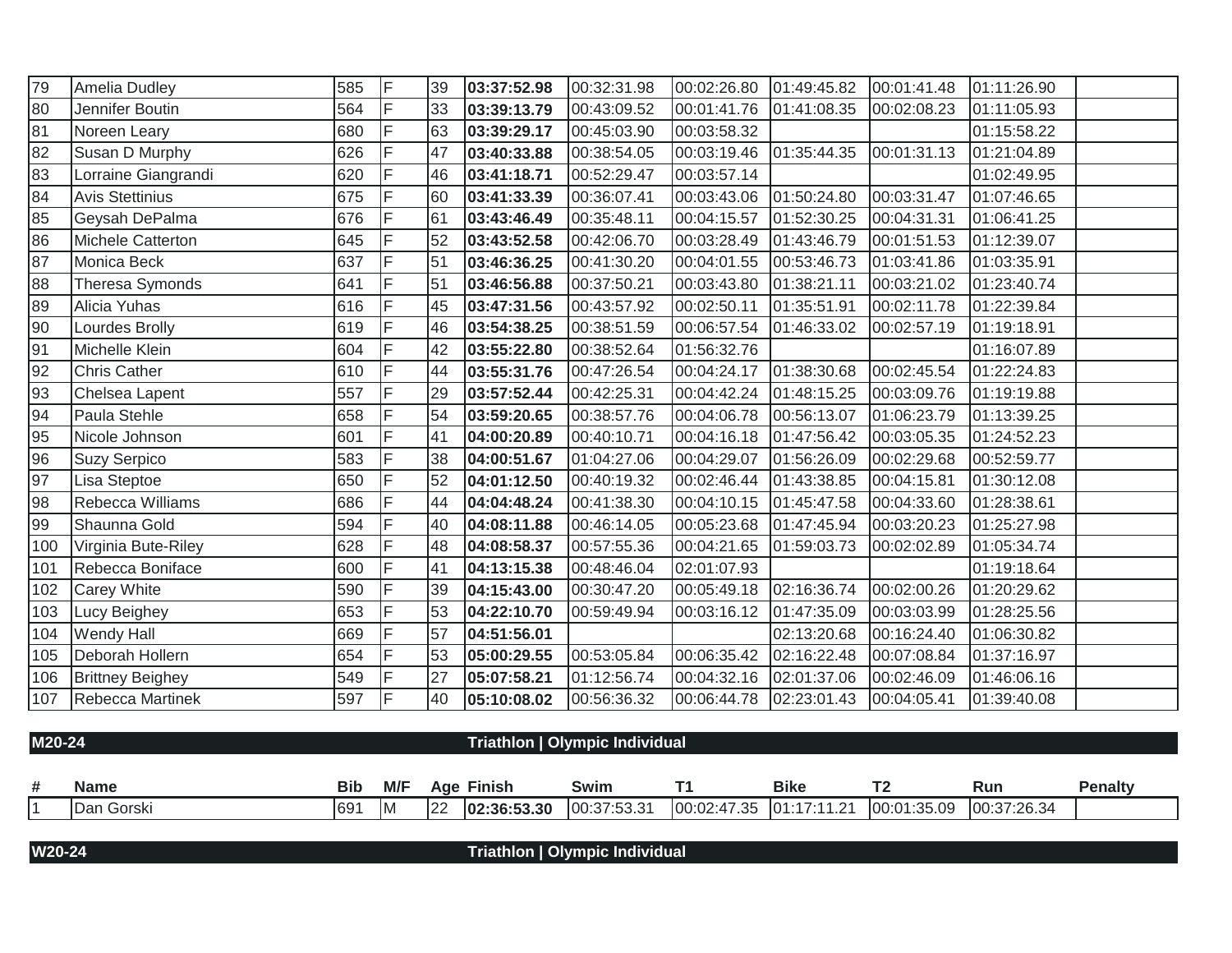| # | Name | Bib | M/F | Age | Finish | Swim | T1 | Bike | T2 | Run | Penalty |
|---|---|---|---|---|---|---|---|---|---|---|---|
| 79 | Amelia Dudley | 585 | F | 39 | **03:37:52.98** | 00:32:31.98 | 00:02:26.80 | 01:49:45.82 | 00:01:41.48 | 01:11:26.90 | |
| 80 | Jennifer Boutin | 564 | F | 33 | **03:39:13.79** | 00:43:09.52 | 00:01:41.76 | 01:41:08.35 | 00:02:08.23 | 01:11:05.93 | |
| 81 | Noreen Leary | 680 | F | 63 | **03:39:29.17** | 00:45:03.90 | 00:03:58.32 | | | 01:15:58.22 | |
| 82 | Susan D Murphy | 626 | F | 47 | **03:40:33.88** | 00:38:54.05 | 00:03:19.46 | 01:35:44.35 | 00:01:31.13 | 01:21:04.89 | |
| 83 | Lorraine Giangrandi | 620 | F | 46 | **03:41:18.71** | 00:52:29.47 | 00:03:57.14 | | | 01:02:49.95 | |
| 84 | Avis Stettinius | 675 | F | 60 | **03:41:33.39** | 00:36:07.41 | 00:03:43.06 | 01:50:24.80 | 00:03:31.47 | 01:07:46.65 | |
| 85 | Geysah DePalma | 676 | F | 61 | **03:43:46.49** | 00:35:48.11 | 00:04:15.57 | 01:52:30.25 | 00:04:31.31 | 01:06:41.25 | |
| 86 | Michele Catterton | 645 | F | 52 | **03:43:52.58** | 00:42:06.70 | 00:03:28.49 | 01:43:46.79 | 00:01:51.53 | 01:12:39.07 | |
| 87 | Monica Beck | 637 | F | 51 | **03:46:36.25** | 00:41:30.20 | 00:04:01.55 | 00:53:46.73 | 01:03:41.86 | 01:03:35.91 | |
| 88 | Theresa Symonds | 641 | F | 51 | **03:46:56.88** | 00:37:50.21 | 00:03:43.80 | 01:38:21.11 | 00:03:21.02 | 01:23:40.74 | |
| 89 | Alicia Yuhas | 616 | F | 45 | **03:47:31.56** | 00:43:57.92 | 00:02:50.11 | 01:35:51.91 | 00:02:11.78 | 01:22:39.84 | |
| 90 | Lourdes Brolly | 619 | F | 46 | **03:54:38.25** | 00:38:51.59 | 00:06:57.54 | 01:46:33.02 | 00:02:57.19 | 01:19:18.91 | |
| 91 | Michelle Klein | 604 | F | 42 | **03:55:22.80** | 00:38:52.64 | 01:56:32.76 | | | 01:16:07.89 | |
| 92 | Chris Cather | 610 | F | 44 | **03:55:31.76** | 00:47:26.54 | 00:04:24.17 | 01:38:30.68 | 00:02:45.54 | 01:22:24.83 | |
| 93 | Chelsea Lapent | 557 | F | 29 | **03:57:52.44** | 00:42:25.31 | 00:04:42.24 | 01:48:15.25 | 00:03:09.76 | 01:19:19.88 | |
| 94 | Paula Stehle | 658 | F | 54 | **03:59:20.65** | 00:38:57.76 | 00:04:06.78 | 00:56:13.07 | 01:06:23.79 | 01:13:39.25 | |
| 95 | Nicole Johnson | 601 | F | 41 | **04:00:20.89** | 00:40:10.71 | 00:04:16.18 | 01:47:56.42 | 00:03:05.35 | 01:24:52.23 | |
| 96 | Suzy Serpico | 583 | F | 38 | **04:00:51.67** | 01:04:27.06 | 00:04:29.07 | 01:56:26.09 | 00:02:29.68 | 00:52:59.77 | |
| 97 | Lisa Steptoe | 650 | F | 52 | **04:01:12.50** | 00:40:19.32 | 00:02:46.44 | 01:43:38.85 | 00:04:15.81 | 01:30:12.08 | |
| 98 | Rebecca Williams | 686 | F | 44 | **04:04:48.24** | 00:41:38.30 | 00:04:10.15 | 01:45:47.58 | 00:04:33.60 | 01:28:38.61 | |
| 99 | Shaunna Gold | 594 | F | 40 | **04:08:11.88** | 00:46:14.05 | 00:05:23.68 | 01:47:45.94 | 00:03:20.23 | 01:25:27.98 | |
| 100 | Virginia Bute-Riley | 628 | F | 48 | **04:08:58.37** | 00:57:55.36 | 00:04:21.65 | 01:59:03.73 | 00:02:02.89 | 01:05:34.74 | |
| 101 | Rebecca Boniface | 600 | F | 41 | **04:13:15.38** | 00:48:46.04 | 02:01:07.93 | | | 01:19:18.64 | |
| 102 | Carey White | 590 | F | 39 | **04:15:43.00** | 00:30:47.20 | 00:05:49.18 | 02:16:36.74 | 00:02:00.26 | 01:20:29.62 | |
| 103 | Lucy Beighey | 653 | F | 53 | **04:22:10.70** | 00:59:49.94 | 00:03:16.12 | 01:47:35.09 | 00:03:03.99 | 01:28:25.56 | |
| 104 | Wendy Hall | 669 | F | 57 | **04:51:56.01** | | | 02:13:20.68 | 00:16:24.40 | 01:06:30.82 | |
| 105 | Deborah Hollern | 654 | F | 53 | **05:00:29.55** | 00:53:05.84 | 00:06:35.42 | 02:16:22.48 | 00:07:08.84 | 01:37:16.97 | |
| 106 | Brittney Beighey | 549 | F | 27 | **05:07:58.21** | 01:12:56.74 | 00:04:32.16 | 02:01:37.06 | 00:02:46.09 | 01:46:06.16 | |
| 107 | Rebecca Martinek | 597 | F | 40 | **05:10:08.02** | 00:56:36.32 | 00:06:44.78 | 02:23:01.43 | 00:04:05.41 | 01:39:40.08 | |

**M20-24** — **Triathlon | Olympic Individual**

| # | Name | Bib | M/F | Age | Finish | Swim | T1 | Bike | T2 | Run | Penalty |
|---|---|---|---|---|---|---|---|---|---|---|---|
| 1 | Dan Gorski | 691 | M | 22 | **02:36:53.30** | 00:37:53.31 | 00:02:47.35 | 01:17:11.21 | 00:01:35.09 | 00:37:26.34 | |

**W20-24** — **Triathlon | Olympic Individual**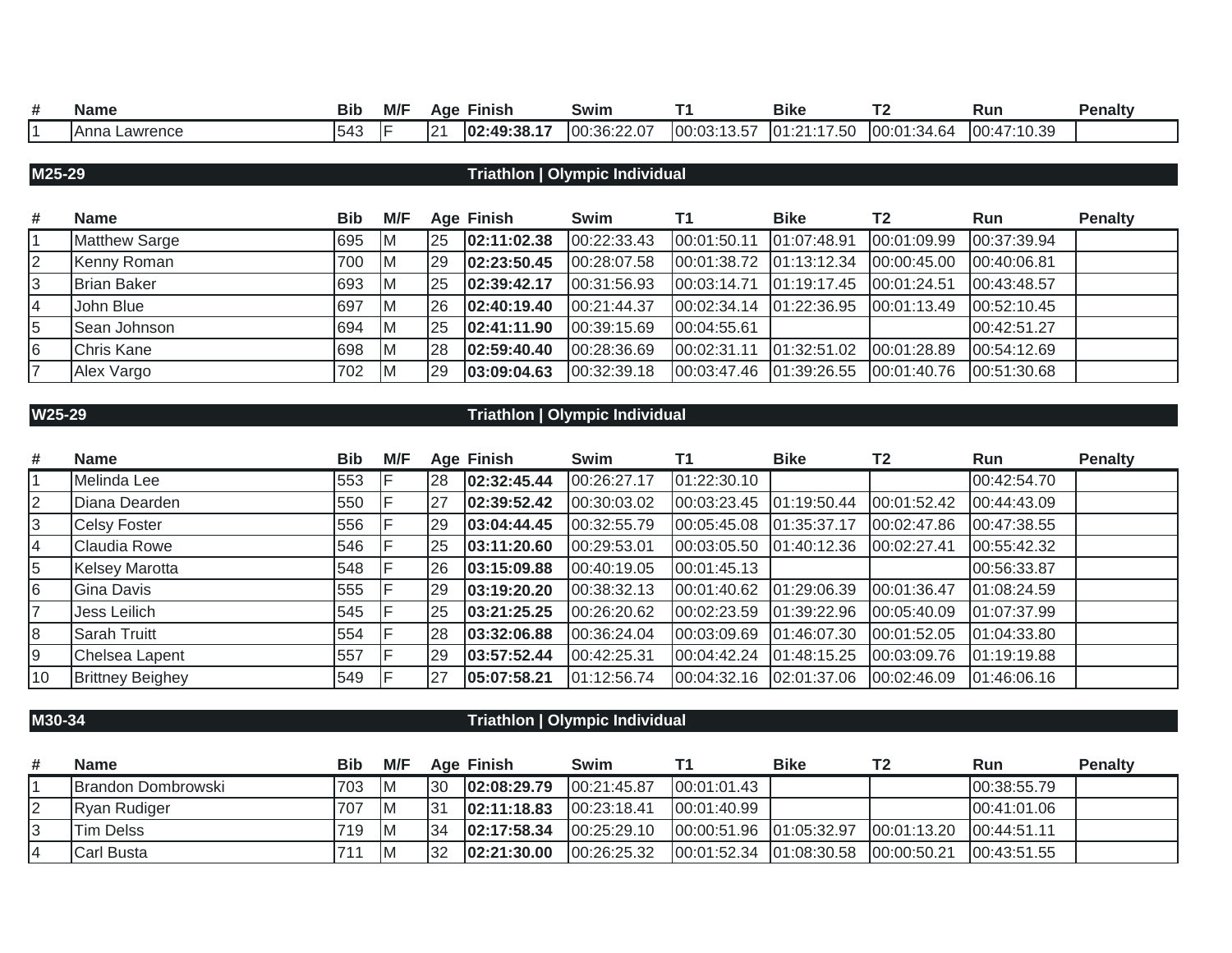| # | Name | Bib | M/F | Age | Finish | Swim | T1 | Bike | T2 | Run | Penalty |
|---|---|---|---|---|---|---|---|---|---|---|---|
| 1 | Anna Lawrence | 543 | F | 21 | **02:49:38.17** | 00:36:22.07 | 00:03:13.57 | 01:21:17.50 | 00:01:34.64 | 00:47:10.39 | |

## M25-29 — Triathlon | Olympic Individual

| # | Name | Bib | M/F | Age | Finish | Swim | T1 | Bike | T2 | Run | Penalty |
|---|---|---|---|---|---|---|---|---|---|---|---|
| 1 | Matthew Sarge | 695 | M | 25 | **02:11:02.38** | 00:22:33.43 | 00:01:50.11 | 01:07:48.91 | 00:01:09.99 | 00:37:39.94 | |
| 2 | Kenny Roman | 700 | M | 29 | **02:23:50.45** | 00:28:07.58 | 00:01:38.72 | 01:13:12.34 | 00:00:45.00 | 00:40:06.81 | |
| 3 | Brian Baker | 693 | M | 25 | **02:39:42.17** | 00:31:56.93 | 00:03:14.71 | 01:19:17.45 | 00:01:24.51 | 00:43:48.57 | |
| 4 | John Blue | 697 | M | 26 | **02:40:19.40** | 00:21:44.37 | 00:02:34.14 | 01:22:36.95 | 00:01:13.49 | 00:52:10.45 | |
| 5 | Sean Johnson | 694 | M | 25 | **02:41:11.90** | 00:39:15.69 | 00:04:55.61 | | | 00:42:51.27 | |
| 6 | Chris Kane | 698 | M | 28 | **02:59:40.40** | 00:28:36.69 | 00:02:31.11 | 01:32:51.02 | 00:01:28.89 | 00:54:12.69 | |
| 7 | Alex Vargo | 702 | M | 29 | **03:09:04.63** | 00:32:39.18 | 00:03:47.46 | 01:39:26.55 | 00:01:40.76 | 00:51:30.68 | |

## W25-29 — Triathlon | Olympic Individual

| # | Name | Bib | M/F | Age | Finish | Swim | T1 | Bike | T2 | Run | Penalty |
|---|---|---|---|---|---|---|---|---|---|---|---|
| 1 | Melinda Lee | 553 | F | 28 | **02:32:45.44** | 00:26:27.17 | 01:22:30.10 | | | 00:42:54.70 | |
| 2 | Diana Dearden | 550 | F | 27 | **02:39:52.42** | 00:30:03.02 | 00:03:23.45 | 01:19:50.44 | 00:01:52.42 | 00:44:43.09 | |
| 3 | Celsy Foster | 556 | F | 29 | **03:04:44.45** | 00:32:55.79 | 00:05:45.08 | 01:35:37.17 | 00:02:47.86 | 00:47:38.55 | |
| 4 | Claudia Rowe | 546 | F | 25 | **03:11:20.60** | 00:29:53.01 | 00:03:05.50 | 01:40:12.36 | 00:02:27.41 | 00:55:42.32 | |
| 5 | Kelsey Marotta | 548 | F | 26 | **03:15:09.88** | 00:40:19.05 | 00:01:45.13 | | | 00:56:33.87 | |
| 6 | Gina Davis | 555 | F | 29 | **03:19:20.20** | 00:38:32.13 | 00:01:40.62 | 01:29:06.39 | 00:01:36.47 | 01:08:24.59 | |
| 7 | Jess Leilich | 545 | F | 25 | **03:21:25.25** | 00:26:20.62 | 00:02:23.59 | 01:39:22.96 | 00:05:40.09 | 01:07:37.99 | |
| 8 | Sarah Truitt | 554 | F | 28 | **03:32:06.88** | 00:36:24.04 | 00:03:09.69 | 01:46:07.30 | 00:01:52.05 | 01:04:33.80 | |
| 9 | Chelsea Lapent | 557 | F | 29 | **03:57:52.44** | 00:42:25.31 | 00:04:42.24 | 01:48:15.25 | 00:03:09.76 | 01:19:19.88 | |
| 10 | Brittney Beighey | 549 | F | 27 | **05:07:58.21** | 01:12:56.74 | 00:04:32.16 | 02:01:37.06 | 00:02:46.09 | 01:46:06.16 | |

## M30-34 — Triathlon | Olympic Individual

| # | Name | Bib | M/F | Age | Finish | Swim | T1 | Bike | T2 | Run | Penalty |
|---|---|---|---|---|---|---|---|---|---|---|---|
| 1 | Brandon Dombrowski | 703 | M | 30 | **02:08:29.79** | 00:21:45.87 | 00:01:01.43 | | | 00:38:55.79 | |
| 2 | Ryan Rudiger | 707 | M | 31 | **02:11:18.83** | 00:23:18.41 | 00:01:40.99 | | | 00:41:01.06 | |
| 3 | Tim Delss | 719 | M | 34 | **02:17:58.34** | 00:25:29.10 | 00:00:51.96 | 01:05:32.97 | 00:01:13.20 | 00:44:51.11 | |
| 4 | Carl Busta | 711 | M | 32 | **02:21:30.00** | 00:26:25.32 | 00:01:52.34 | 01:08:30.58 | 00:00:50.21 | 00:43:51.55 | |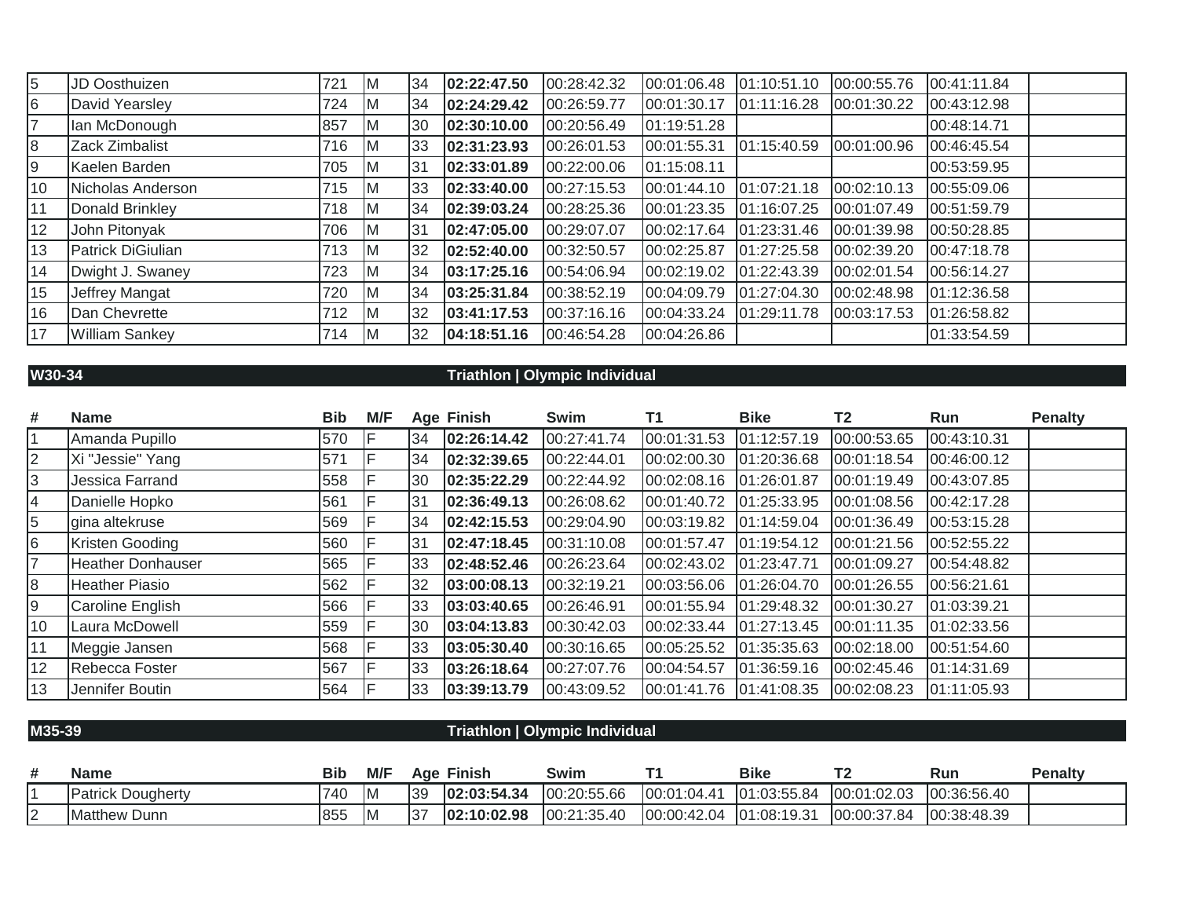| # | Name | Bib | M/F | Age | Finish | Swim | T1 | Bike | T2 | Run | Penalty |
|---|---|---|---|---|---|---|---|---|---|---|---|
| 5 | JD Oosthuizen | 721 | M | 34 | **02:22:47.50** | 00:28:42.32 | 00:01:06.48 | 01:10:51.10 | 00:00:55.76 | 00:41:11.84 | |
| 6 | David Yearsley | 724 | M | 34 | **02:24:29.42** | 00:26:59.77 | 00:01:30.17 | 01:11:16.28 | 00:01:30.22 | 00:43:12.98 | |
| 7 | Ian McDonough | 857 | M | 30 | **02:30:10.00** | 00:20:56.49 | 01:19:51.28 | | | 00:48:14.71 | |
| 8 | Zack Zimbalist | 716 | M | 33 | **02:31:23.93** | 00:26:01.53 | 00:01:55.31 | 01:15:40.59 | 00:01:00.96 | 00:46:45.54 | |
| 9 | Kaelen Barden | 705 | M | 31 | **02:33:01.89** | 00:22:00.06 | 01:15:08.11 | | | 00:53:59.95 | |
| 10 | Nicholas Anderson | 715 | M | 33 | **02:33:40.00** | 00:27:15.53 | 00:01:44.10 | 01:07:21.18 | 00:02:10.13 | 00:55:09.06 | |
| 11 | Donald Brinkley | 718 | M | 34 | **02:39:03.24** | 00:28:25.36 | 00:01:23.35 | 01:16:07.25 | 00:01:07.49 | 00:51:59.79 | |
| 12 | John Pitonyak | 706 | M | 31 | **02:47:05.00** | 00:29:07.07 | 00:02:17.64 | 01:23:31.46 | 00:01:39.98 | 00:50:28.85 | |
| 13 | Patrick DiGiulian | 713 | M | 32 | **02:52:40.00** | 00:32:50.57 | 00:02:25.87 | 01:27:25.58 | 00:02:39.20 | 00:47:18.78 | |
| 14 | Dwight J. Swaney | 723 | M | 34 | **03:17:25.16** | 00:54:06.94 | 00:02:19.02 | 01:22:43.39 | 00:02:01.54 | 00:56:14.27 | |
| 15 | Jeffrey Mangat | 720 | M | 34 | **03:25:31.84** | 00:38:52.19 | 00:04:09.79 | 01:27:04.30 | 00:02:48.98 | 01:12:36.58 | |
| 16 | Dan Chevrette | 712 | M | 32 | **03:41:17.53** | 00:37:16.16 | 00:04:33.24 | 01:29:11.78 | 00:03:17.53 | 01:26:58.82 | |
| 17 | William Sankey | 714 | M | 32 | **04:18:51.16** | 00:46:54.28 | 00:04:26.86 | | | 01:33:54.59 | |

**W30-34** — **Triathlon | Olympic Individual**

| # | Name | Bib | M/F | Age | Finish | Swim | T1 | Bike | T2 | Run | Penalty |
|---|---|---|---|---|---|---|---|---|---|---|---|
| 1 | Amanda Pupillo | 570 | F | 34 | **02:26:14.42** | 00:27:41.74 | 00:01:31.53 | 01:12:57.19 | 00:00:53.65 | 00:43:10.31 | |
| 2 | Xi "Jessie" Yang | 571 | F | 34 | **02:32:39.65** | 00:22:44.01 | 00:02:00.30 | 01:20:36.68 | 00:01:18.54 | 00:46:00.12 | |
| 3 | Jessica Farrand | 558 | F | 30 | **02:35:22.29** | 00:22:44.92 | 00:02:08.16 | 01:26:01.87 | 00:01:19.49 | 00:43:07.85 | |
| 4 | Danielle Hopko | 561 | F | 31 | **02:36:49.13** | 00:26:08.62 | 00:01:40.72 | 01:25:33.95 | 00:01:08.56 | 00:42:17.28 | |
| 5 | gina altekruse | 569 | F | 34 | **02:42:15.53** | 00:29:04.90 | 00:03:19.82 | 01:14:59.04 | 00:01:36.49 | 00:53:15.28 | |
| 6 | Kristen Gooding | 560 | F | 31 | **02:47:18.45** | 00:31:10.08 | 00:01:57.47 | 01:19:54.12 | 00:01:21.56 | 00:52:55.22 | |
| 7 | Heather Donhauser | 565 | F | 33 | **02:48:52.46** | 00:26:23.64 | 00:02:43.02 | 01:23:47.71 | 00:01:09.27 | 00:54:48.82 | |
| 8 | Heather Piasio | 562 | F | 32 | **03:00:08.13** | 00:32:19.21 | 00:03:56.06 | 01:26:04.70 | 00:01:26.55 | 00:56:21.61 | |
| 9 | Caroline English | 566 | F | 33 | **03:03:40.65** | 00:26:46.91 | 00:01:55.94 | 01:29:48.32 | 00:01:30.27 | 01:03:39.21 | |
| 10 | Laura McDowell | 559 | F | 30 | **03:04:13.83** | 00:30:42.03 | 00:02:33.44 | 01:27:13.45 | 00:01:11.35 | 01:02:33.56 | |
| 11 | Meggie Jansen | 568 | F | 33 | **03:05:30.40** | 00:30:16.65 | 00:05:25.52 | 01:35:35.63 | 00:02:18.00 | 00:51:54.60 | |
| 12 | Rebecca Foster | 567 | F | 33 | **03:26:18.64** | 00:27:07.76 | 00:04:54.57 | 01:36:59.16 | 00:02:45.46 | 01:14:31.69 | |
| 13 | Jennifer Boutin | 564 | F | 33 | **03:39:13.79** | 00:43:09.52 | 00:01:41.76 | 01:41:08.35 | 00:02:08.23 | 01:11:05.93 | |

**M35-39** — **Triathlon | Olympic Individual**

| # | Name | Bib | M/F | Age | Finish | Swim | T1 | Bike | T2 | Run | Penalty |
|---|---|---|---|---|---|---|---|---|---|---|---|
| 1 | Patrick Dougherty | 740 | M | 39 | **02:03:54.34** | 00:20:55.66 | 00:01:04.41 | 01:03:55.84 | 00:01:02.03 | 00:36:56.40 | |
| 2 | Matthew Dunn | 855 | M | 37 | **02:10:02.98** | 00:21:35.40 | 00:00:42.04 | 01:08:19.31 | 00:00:37.84 | 00:38:48.39 | |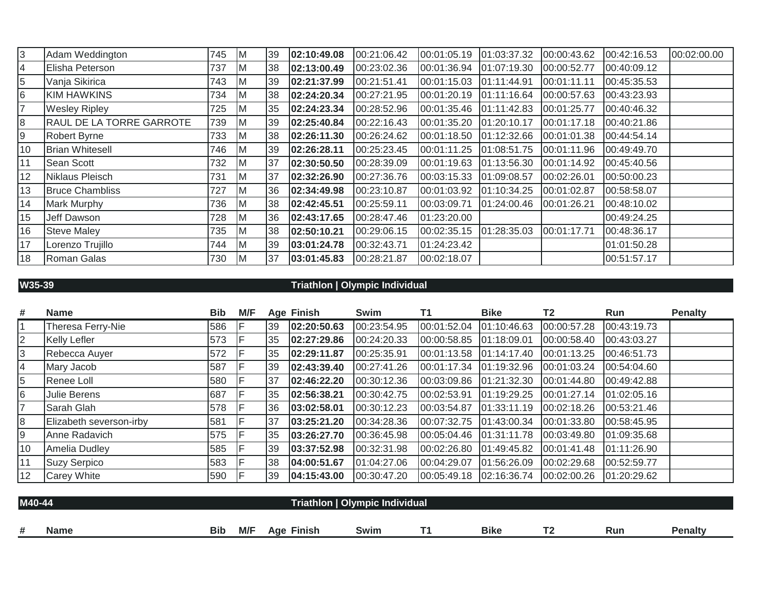| 3 | Adam Weddington | 745 | M | 39 | **02:10:49.08** | 00:21:06.42 | 00:01:05.19 | 01:03:37.32 | 00:00:43.62 | 00:42:16.53 | 00:02:00.00 |
|---|---|---|---|---|---|---|---|---|---|---|---|
| 4 | Elisha Peterson | 737 | M | 38 | **02:13:00.49** | 00:23:02.36 | 00:01:36.94 | 01:07:19.30 | 00:00:52.77 | 00:40:09.12 | |
| 5 | Vanja Sikirica | 743 | M | 39 | **02:21:37.99** | 00:21:51.41 | 00:01:15.03 | 01:11:44.91 | 00:01:11.11 | 00:45:35.53 | |
| 6 | KIM HAWKINS | 734 | M | 38 | **02:24:20.34** | 00:27:21.95 | 00:01:20.19 | 01:11:16.64 | 00:00:57.63 | 00:43:23.93 | |
| 7 | Wesley Ripley | 725 | M | 35 | **02:24:23.34** | 00:28:52.96 | 00:01:35.46 | 01:11:42.83 | 00:01:25.77 | 00:40:46.32 | |
| 8 | RAUL DE LA TORRE GARROTE | 739 | M | 39 | **02:25:40.84** | 00:22:16.43 | 00:01:35.20 | 01:20:10.17 | 00:01:17.18 | 00:40:21.86 | |
| 9 | Robert Byrne | 733 | M | 38 | **02:26:11.30** | 00:26:24.62 | 00:01:18.50 | 01:12:32.66 | 00:01:01.38 | 00:44:54.14 | |
| 10 | Brian Whitesell | 746 | M | 39 | **02:26:28.11** | 00:25:23.45 | 00:01:11.25 | 01:08:51.75 | 00:01:11.96 | 00:49:49.70 | |
| 11 | Sean Scott | 732 | M | 37 | **02:30:50.50** | 00:28:39.09 | 00:01:19.63 | 01:13:56.30 | 00:01:14.92 | 00:45:40.56 | |
| 12 | Niklaus Pleisch | 731 | M | 37 | **02:32:26.90** | 00:27:36.76 | 00:03:15.33 | 01:09:08.57 | 00:02:26.01 | 00:50:00.23 | |
| 13 | Bruce Chambliss | 727 | M | 36 | **02:34:49.98** | 00:23:10.87 | 00:01:03.92 | 01:10:34.25 | 00:01:02.87 | 00:58:58.07 | |
| 14 | Mark Murphy | 736 | M | 38 | **02:42:45.51** | 00:25:59.11 | 00:03:09.71 | 01:24:00.46 | 00:01:26.21 | 00:48:10.02 | |
| 15 | Jeff Dawson | 728 | M | 36 | **02:43:17.65** | 00:28:47.46 | 01:23:20.00 | | | 00:49:24.25 | |
| 16 | Steve Maley | 735 | M | 38 | **02:50:10.21** | 00:29:06.15 | 00:02:35.15 | 01:28:35.03 | 00:01:17.71 | 00:48:36.17 | |
| 17 | Lorenzo Trujillo | 744 | M | 39 | **03:01:24.78** | 00:32:43.71 | 01:24:23.42 | | | 01:01:50.28 | |
| 18 | Roman Galas | 730 | M | 37 | **03:01:45.83** | 00:28:21.87 | 00:02:18.07 | | | 00:51:57.17 | |

## W35-39 — Triathlon | Olympic Individual

| # | Name | Bib | M/F | Age | Finish | Swim | T1 | Bike | T2 | Run | Penalty |
|---|---|---|---|---|---|---|---|---|---|---|---|
| 1 | Theresa Ferry-Nie | 586 | F | 39 | **02:20:50.63** | 00:23:54.95 | 00:01:52.04 | 01:10:46.63 | 00:00:57.28 | 00:43:19.73 | |
| 2 | Kelly Lefler | 573 | F | 35 | **02:27:29.86** | 00:24:20.33 | 00:00:58.85 | 01:18:09.01 | 00:00:58.40 | 00:43:03.27 | |
| 3 | Rebecca Auyer | 572 | F | 35 | **02:29:11.87** | 00:25:35.91 | 00:01:13.58 | 01:14:17.40 | 00:01:13.25 | 00:46:51.73 | |
| 4 | Mary Jacob | 587 | F | 39 | **02:43:39.40** | 00:27:41.26 | 00:01:17.34 | 01:19:32.96 | 00:01:03.24 | 00:54:04.60 | |
| 5 | Renee Loll | 580 | F | 37 | **02:46:22.20** | 00:30:12.36 | 00:03:09.86 | 01:21:32.30 | 00:01:44.80 | 00:49:42.88 | |
| 6 | Julie Berens | 687 | F | 35 | **02:56:38.21** | 00:30:42.75 | 00:02:53.91 | 01:19:29.25 | 00:01:27.14 | 01:02:05.16 | |
| 7 | Sarah Glah | 578 | F | 36 | **03:02:58.01** | 00:30:12.23 | 00:03:54.87 | 01:33:11.19 | 00:02:18.26 | 00:53:21.46 | |
| 8 | Elizabeth severson-irby | 581 | F | 37 | **03:25:21.20** | 00:34:28.36 | 00:07:32.75 | 01:43:00.34 | 00:01:33.80 | 00:58:45.95 | |
| 9 | Anne Radavich | 575 | F | 35 | **03:26:27.70** | 00:36:45.98 | 00:05:04.46 | 01:31:11.78 | 00:03:49.80 | 01:09:35.68 | |
| 10 | Amelia Dudley | 585 | F | 39 | **03:37:52.98** | 00:32:31.98 | 00:02:26.80 | 01:49:45.82 | 00:01:41.48 | 01:11:26.90 | |
| 11 | Suzy Serpico | 583 | F | 38 | **04:00:51.67** | 01:04:27.06 | 00:04:29.07 | 01:56:26.09 | 00:02:29.68 | 00:52:59.77 | |
| 12 | Carey White | 590 | F | 39 | **04:15:43.00** | 00:30:47.20 | 00:05:49.18 | 02:16:36.74 | 00:02:00.26 | 01:20:29.62 | |

## M40-44 — Triathlon | Olympic Individual

| # | Name | Bib | M/F | Age | Finish | Swim | T1 | Bike | T2 | Run | Penalty |
|---|---|---|---|---|---|---|---|---|---|---|---|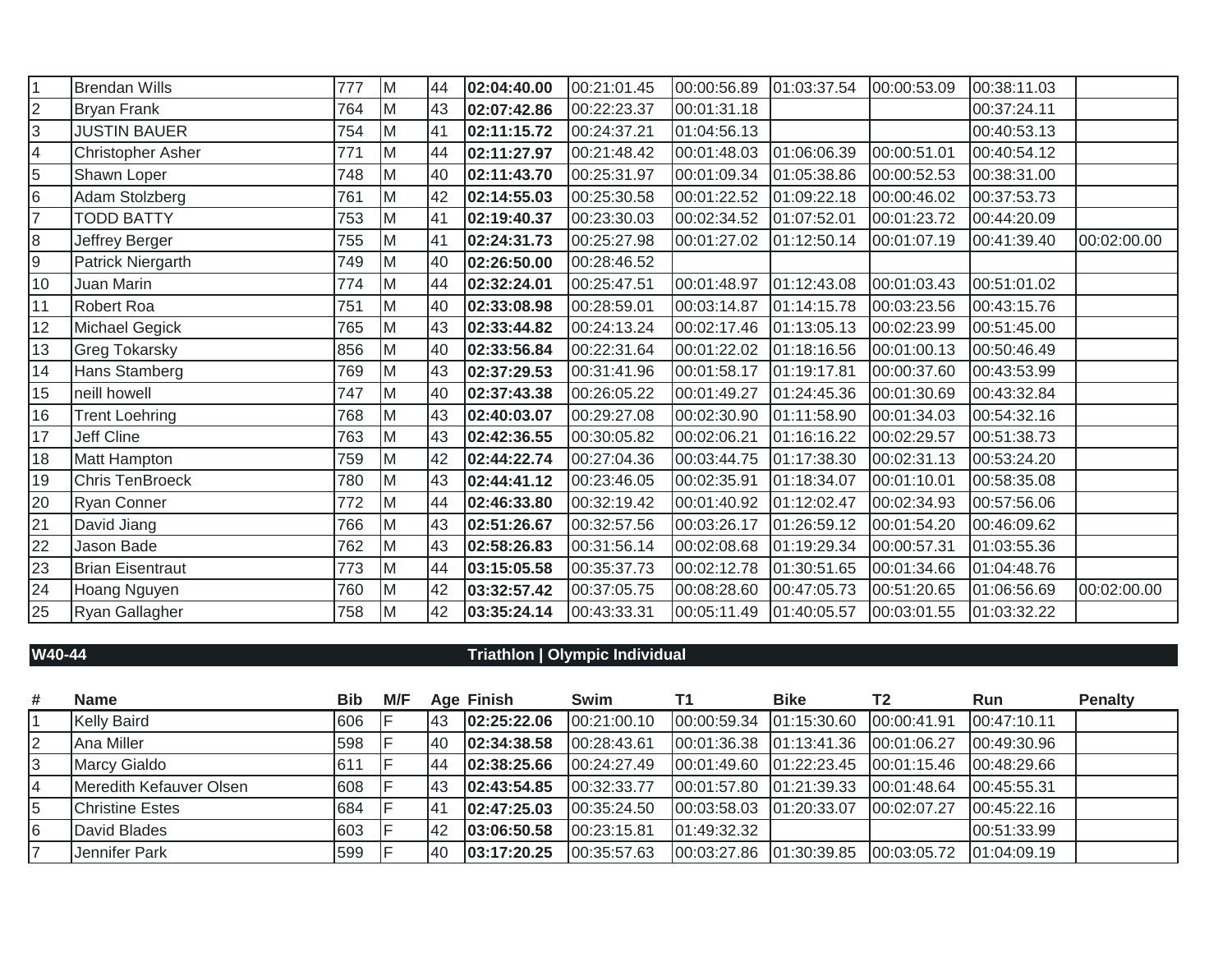| 1 | Brendan Wills | 777 | M | 44 | **02:04:40.00** | 00:21:01.45 | 00:00:56.89 | 01:03:37.54 | 00:00:53.09 | 00:38:11.03 | |
|---|---|---|---|---|---|---|---|---|---|---|---|
| 2 | Bryan Frank | 764 | M | 43 | **02:07:42.86** | 00:22:23.37 | 00:01:31.18 | | | 00:37:24.11 | |
| 3 | JUSTIN BAUER | 754 | M | 41 | **02:11:15.72** | 00:24:37.21 | 01:04:56.13 | | | 00:40:53.13 | |
| 4 | Christopher Asher | 771 | M | 44 | **02:11:27.97** | 00:21:48.42 | 00:01:48.03 | 01:06:06.39 | 00:00:51.01 | 00:40:54.12 | |
| 5 | Shawn Loper | 748 | M | 40 | **02:11:43.70** | 00:25:31.97 | 00:01:09.34 | 01:05:38.86 | 00:00:52.53 | 00:38:31.00 | |
| 6 | Adam Stolzberg | 761 | M | 42 | **02:14:55.03** | 00:25:30.58 | 00:01:22.52 | 01:09:22.18 | 00:00:46.02 | 00:37:53.73 | |
| 7 | TODD BATTY | 753 | M | 41 | **02:19:40.37** | 00:23:30.03 | 00:02:34.52 | 01:07:52.01 | 00:01:23.72 | 00:44:20.09 | |
| 8 | Jeffrey Berger | 755 | M | 41 | **02:24:31.73** | 00:25:27.98 | 00:01:27.02 | 01:12:50.14 | 00:01:07.19 | 00:41:39.40 | 00:02:00.00 |
| 9 | Patrick Niergarth | 749 | M | 40 | **02:26:50.00** | 00:28:46.52 | | | | | |
| 10 | Juan Marin | 774 | M | 44 | **02:32:24.01** | 00:25:47.51 | 00:01:48.97 | 01:12:43.08 | 00:01:03.43 | 00:51:01.02 | |
| 11 | Robert Roa | 751 | M | 40 | **02:33:08.98** | 00:28:59.01 | 00:03:14.87 | 01:14:15.78 | 00:03:23.56 | 00:43:15.76 | |
| 12 | Michael Gegick | 765 | M | 43 | **02:33:44.82** | 00:24:13.24 | 00:02:17.46 | 01:13:05.13 | 00:02:23.99 | 00:51:45.00 | |
| 13 | Greg Tokarsky | 856 | M | 40 | **02:33:56.84** | 00:22:31.64 | 00:01:22.02 | 01:18:16.56 | 00:01:00.13 | 00:50:46.49 | |
| 14 | Hans Stamberg | 769 | M | 43 | **02:37:29.53** | 00:31:41.96 | 00:01:58.17 | 01:19:17.81 | 00:00:37.60 | 00:43:53.99 | |
| 15 | neill howell | 747 | M | 40 | **02:37:43.38** | 00:26:05.22 | 00:01:49.27 | 01:24:45.36 | 00:01:30.69 | 00:43:32.84 | |
| 16 | Trent Loehring | 768 | M | 43 | **02:40:03.07** | 00:29:27.08 | 00:02:30.90 | 01:11:58.90 | 00:01:34.03 | 00:54:32.16 | |
| 17 | Jeff Cline | 763 | M | 43 | **02:42:36.55** | 00:30:05.82 | 00:02:06.21 | 01:16:16.22 | 00:02:29.57 | 00:51:38.73 | |
| 18 | Matt Hampton | 759 | M | 42 | **02:44:22.74** | 00:27:04.36 | 00:03:44.75 | 01:17:38.30 | 00:02:31.13 | 00:53:24.20 | |
| 19 | Chris TenBroeck | 780 | M | 43 | **02:44:41.12** | 00:23:46.05 | 00:02:35.91 | 01:18:34.07 | 00:01:10.01 | 00:58:35.08 | |
| 20 | Ryan Conner | 772 | M | 44 | **02:46:33.80** | 00:32:19.42 | 00:01:40.92 | 01:12:02.47 | 00:02:34.93 | 00:57:56.06 | |
| 21 | David Jiang | 766 | M | 43 | **02:51:26.67** | 00:32:57.56 | 00:03:26.17 | 01:26:59.12 | 00:01:54.20 | 00:46:09.62 | |
| 22 | Jason Bade | 762 | M | 43 | **02:58:26.83** | 00:31:56.14 | 00:02:08.68 | 01:19:29.34 | 00:00:57.31 | 01:03:55.36 | |
| 23 | Brian Eisentraut | 773 | M | 44 | **03:15:05.58** | 00:35:37.73 | 00:02:12.78 | 01:30:51.65 | 00:01:34.66 | 01:04:48.76 | |
| 24 | Hoang Nguyen | 760 | M | 42 | **03:32:57.42** | 00:37:05.75 | 00:08:28.60 | 00:47:05.73 | 00:51:20.65 | 01:06:56.69 | 00:02:00.00 |
| 25 | Ryan Gallagher | 758 | M | 42 | **03:35:24.14** | 00:43:33.31 | 00:05:11.49 | 01:40:05.57 | 00:03:01.55 | 01:03:32.22 | |

**W40-44** **Triathlon | Olympic Individual**

| # | Name | Bib | M/F | Age | Finish | Swim | T1 | Bike | T2 | Run | Penalty |
|---|---|---|---|---|---|---|---|---|---|---|---|
| 1 | Kelly Baird | 606 | F | 43 | **02:25:22.06** | 00:21:00.10 | 00:00:59.34 | 01:15:30.60 | 00:00:41.91 | 00:47:10.11 | |
| 2 | Ana Miller | 598 | F | 40 | **02:34:38.58** | 00:28:43.61 | 00:01:36.38 | 01:13:41.36 | 00:01:06.27 | 00:49:30.96 | |
| 3 | Marcy Gialdo | 611 | F | 44 | **02:38:25.66** | 00:24:27.49 | 00:01:49.60 | 01:22:23.45 | 00:01:15.46 | 00:48:29.66 | |
| 4 | Meredith Kefauver Olsen | 608 | F | 43 | **02:43:54.85** | 00:32:33.77 | 00:01:57.80 | 01:21:39.33 | 00:01:48.64 | 00:45:55.31 | |
| 5 | Christine Estes | 684 | F | 41 | **02:47:25.03** | 00:35:24.50 | 00:03:58.03 | 01:20:33.07 | 00:02:07.27 | 00:45:22.16 | |
| 6 | David Blades | 603 | F | 42 | **03:06:50.58** | 00:23:15.81 | 01:49:32.32 | | | 00:51:33.99 | |
| 7 | Jennifer Park | 599 | F | 40 | **03:17:20.25** | 00:35:57.63 | 00:03:27.86 | 01:30:39.85 | 00:03:05.72 | 01:04:09.19 | |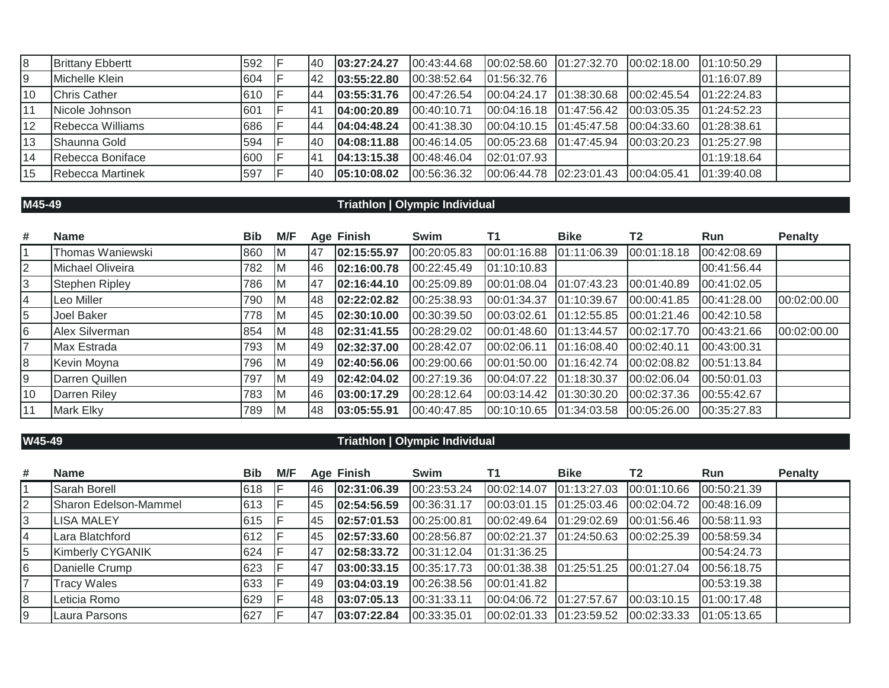| # | Name | Bib | M/F | Age | Finish | Swim | T1 | Bike | T2 | Run | Penalty |
|---|---|---|---|---|---|---|---|---|---|---|---|
| 8 | Brittany Ebbertt | 592 | F | 40 | **03:27:24.27** | 00:43:44.68 | 00:02:58.60 | 01:27:32.70 | 00:02:18.00 | 01:10:50.29 | |
| 9 | Michelle Klein | 604 | F | 42 | **03:55:22.80** | 00:38:52.64 | 01:56:32.76 | | | 01:16:07.89 | |
| 10 | Chris Cather | 610 | F | 44 | **03:55:31.76** | 00:47:26.54 | 00:04:24.17 | 01:38:30.68 | 00:02:45.54 | 01:22:24.83 | |
| 11 | Nicole Johnson | 601 | F | 41 | **04:00:20.89** | 00:40:10.71 | 00:04:16.18 | 01:47:56.42 | 00:03:05.35 | 01:24:52.23 | |
| 12 | Rebecca Williams | 686 | F | 44 | **04:04:48.24** | 00:41:38.30 | 00:04:10.15 | 01:45:47.58 | 00:04:33.60 | 01:28:38.61 | |
| 13 | Shaunna Gold | 594 | F | 40 | **04:08:11.88** | 00:46:14.05 | 00:05:23.68 | 01:47:45.94 | 00:03:20.23 | 01:25:27.98 | |
| 14 | Rebecca Boniface | 600 | F | 41 | **04:13:15.38** | 00:48:46.04 | 02:01:07.93 | | | 01:19:18.64 | |
| 15 | Rebecca Martinek | 597 | F | 40 | **05:10:08.02** | 00:56:36.32 | 00:06:44.78 | 02:23:01.43 | 00:04:05.41 | 01:39:40.08 | |

## M45-49 — Triathlon | Olympic Individual

| # | Name | Bib | M/F | Age | Finish | Swim | T1 | Bike | T2 | Run | Penalty |
|---|---|---|---|---|---|---|---|---|---|---|---|
| 1 | Thomas Waniewski | 860 | M | 47 | **02:15:55.97** | 00:20:05.83 | 00:01:16.88 | 01:11:06.39 | 00:01:18.18 | 00:42:08.69 | |
| 2 | Michael Oliveira | 782 | M | 46 | **02:16:00.78** | 00:22:45.49 | 01:10:10.83 | | | 00:41:56.44 | |
| 3 | Stephen Ripley | 786 | M | 47 | **02:16:44.10** | 00:25:09.89 | 00:01:08.04 | 01:07:43.23 | 00:01:40.89 | 00:41:02.05 | |
| 4 | Leo Miller | 790 | M | 48 | **02:22:02.82** | 00:25:38.93 | 00:01:34.37 | 01:10:39.67 | 00:00:41.85 | 00:41:28.00 | 00:02:00.00 |
| 5 | Joel Baker | 778 | M | 45 | **02:30:10.00** | 00:30:39.50 | 00:03:02.61 | 01:12:55.85 | 00:01:21.46 | 00:42:10.58 | |
| 6 | Alex Silverman | 854 | M | 48 | **02:31:41.55** | 00:28:29.02 | 00:01:48.60 | 01:13:44.57 | 00:02:17.70 | 00:43:21.66 | 00:02:00.00 |
| 7 | Max Estrada | 793 | M | 49 | **02:32:37.00** | 00:28:42.07 | 00:02:06.11 | 01:16:08.40 | 00:02:40.11 | 00:43:00.31 | |
| 8 | Kevin Moyna | 796 | M | 49 | **02:40:56.06** | 00:29:00.66 | 00:01:50.00 | 01:16:42.74 | 00:02:08.82 | 00:51:13.84 | |
| 9 | Darren Quillen | 797 | M | 49 | **02:42:04.02** | 00:27:19.36 | 00:04:07.22 | 01:18:30.37 | 00:02:06.04 | 00:50:01.03 | |
| 10 | Darren Riley | 783 | M | 46 | **03:00:17.29** | 00:28:12.64 | 00:03:14.42 | 01:30:30.20 | 00:02:37.36 | 00:55:42.67 | |
| 11 | Mark Elky | 789 | M | 48 | **03:05:55.91** | 00:40:47.85 | 00:10:10.65 | 01:34:03.58 | 00:05:26.00 | 00:35:27.83 | |

## W45-49 — Triathlon | Olympic Individual

| # | Name | Bib | M/F | Age | Finish | Swim | T1 | Bike | T2 | Run | Penalty |
|---|---|---|---|---|---|---|---|---|---|---|---|
| 1 | Sarah Borell | 618 | F | 46 | **02:31:06.39** | 00:23:53.24 | 00:02:14.07 | 01:13:27.03 | 00:01:10.66 | 00:50:21.39 | |
| 2 | Sharon Edelson-Mammel | 613 | F | 45 | **02:54:56.59** | 00:36:31.17 | 00:03:01.15 | 01:25:03.46 | 00:02:04.72 | 00:48:16.09 | |
| 3 | LISA MALEY | 615 | F | 45 | **02:57:01.53** | 00:25:00.81 | 00:02:49.64 | 01:29:02.69 | 00:01:56.46 | 00:58:11.93 | |
| 4 | Lara Blatchford | 612 | F | 45 | **02:57:33.60** | 00:28:56.87 | 00:02:21.37 | 01:24:50.63 | 00:02:25.39 | 00:58:59.34 | |
| 5 | Kimberly CYGANIK | 624 | F | 47 | **02:58:33.72** | 00:31:12.04 | 01:31:36.25 | | | 00:54:24.73 | |
| 6 | Danielle Crump | 623 | F | 47 | **03:00:33.15** | 00:35:17.73 | 00:01:38.38 | 01:25:51.25 | 00:01:27.04 | 00:56:18.75 | |
| 7 | Tracy Wales | 633 | F | 49 | **03:04:03.19** | 00:26:38.56 | 00:01:41.82 | | | 00:53:19.38 | |
| 8 | Leticia Romo | 629 | F | 48 | **03:07:05.13** | 00:31:33.11 | 00:04:06.72 | 01:27:57.67 | 00:03:10.15 | 01:00:17.48 | |
| 9 | Laura Parsons | 627 | F | 47 | **03:07:22.84** | 00:33:35.01 | 00:02:01.33 | 01:23:59.52 | 00:02:33.33 | 01:05:13.65 | |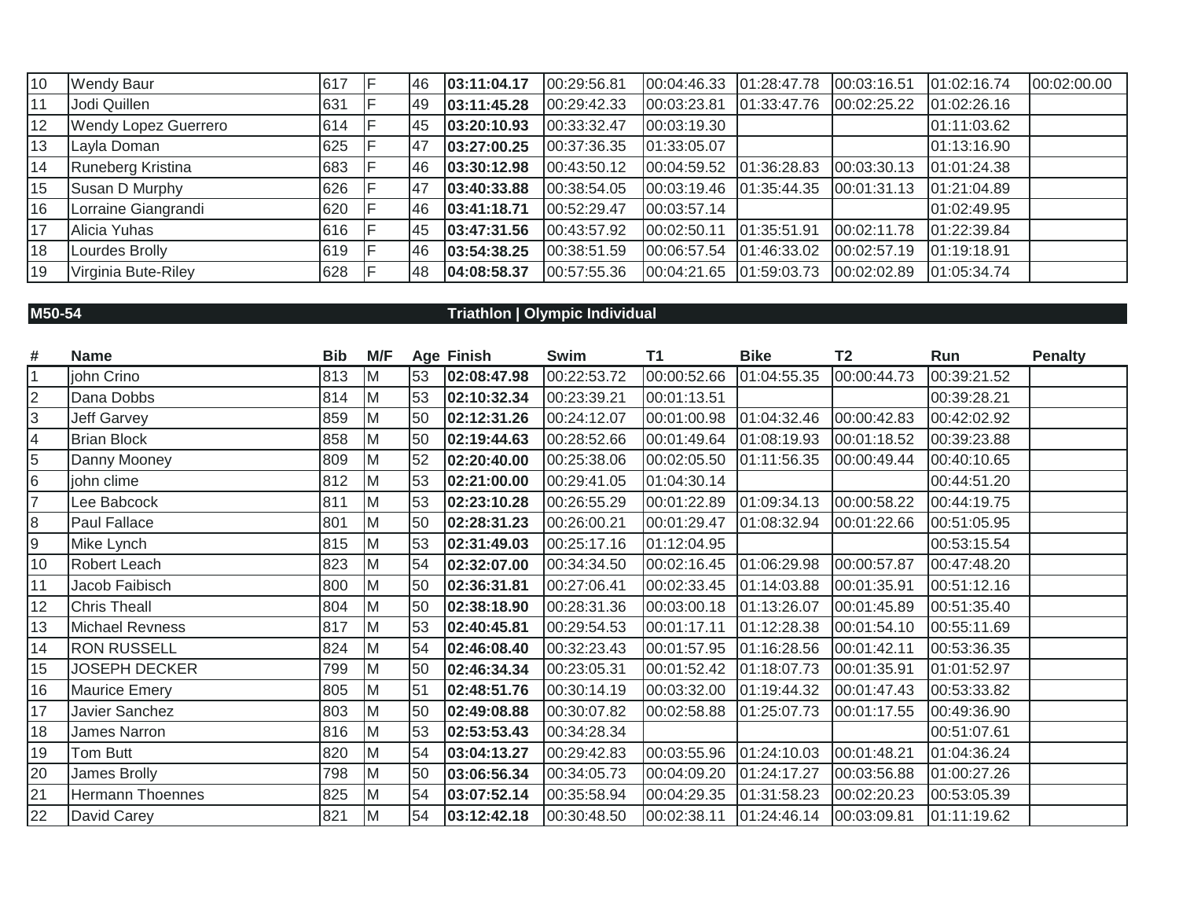| | | | | | | | | | | | |
|---|---|---|---|---|---|---|---|---|---|---|---|
| 10 | Wendy Baur | 617 | F | 46 | **03:11:04.17** | 00:29:56.81 | 00:04:46.33 | 01:28:47.78 | 00:03:16.51 | 01:02:16.74 | 00:02:00.00 |
| 11 | Jodi Quillen | 631 | F | 49 | **03:11:45.28** | 00:29:42.33 | 00:03:23.81 | 01:33:47.76 | 00:02:25.22 | 01:02:26.16 | |
| 12 | Wendy Lopez Guerrero | 614 | F | 45 | **03:20:10.93** | 00:33:32.47 | 00:03:19.30 | | | 01:11:03.62 | |
| 13 | Layla Doman | 625 | F | 47 | **03:27:00.25** | 00:37:36.35 | 01:33:05.07 | | | 01:13:16.90 | |
| 14 | Runeberg Kristina | 683 | F | 46 | **03:30:12.98** | 00:43:50.12 | 00:04:59.52 | 01:36:28.83 | 00:03:30.13 | 01:01:24.38 | |
| 15 | Susan D Murphy | 626 | F | 47 | **03:40:33.88** | 00:38:54.05 | 00:03:19.46 | 01:35:44.35 | 00:01:31.13 | 01:21:04.89 | |
| 16 | Lorraine Giangrandi | 620 | F | 46 | **03:41:18.71** | 00:52:29.47 | 00:03:57.14 | | | 01:02:49.95 | |
| 17 | Alicia Yuhas | 616 | F | 45 | **03:47:31.56** | 00:43:57.92 | 00:02:50.11 | 01:35:51.91 | 00:02:11.78 | 01:22:39.84 | |
| 18 | Lourdes Brolly | 619 | F | 46 | **03:54:38.25** | 00:38:51.59 | 00:06:57.54 | 01:46:33.02 | 00:02:57.19 | 01:19:18.91 | |
| 19 | Virginia Bute-Riley | 628 | F | 48 | **04:08:58.37** | 00:57:55.36 | 00:04:21.65 | 01:59:03.73 | 00:02:02.89 | 01:05:34.74 | |

**M50-54** — **Triathlon | Olympic Individual**

| # | Name | Bib | M/F | Age | Finish | Swim | T1 | Bike | T2 | Run | Penalty |
|---|---|---|---|---|---|---|---|---|---|---|---|
| 1 | john Crino | 813 | M | 53 | **02:08:47.98** | 00:22:53.72 | 00:00:52.66 | 01:04:55.35 | 00:00:44.73 | 00:39:21.52 | |
| 2 | Dana Dobbs | 814 | M | 53 | **02:10:32.34** | 00:23:39.21 | 00:01:13.51 | | | 00:39:28.21 | |
| 3 | Jeff Garvey | 859 | M | 50 | **02:12:31.26** | 00:24:12.07 | 00:01:00.98 | 01:04:32.46 | 00:00:42.83 | 00:42:02.92 | |
| 4 | Brian Block | 858 | M | 50 | **02:19:44.63** | 00:28:52.66 | 00:01:49.64 | 01:08:19.93 | 00:01:18.52 | 00:39:23.88 | |
| 5 | Danny Mooney | 809 | M | 52 | **02:20:40.00** | 00:25:38.06 | 00:02:05.50 | 01:11:56.35 | 00:00:49.44 | 00:40:10.65 | |
| 6 | john clime | 812 | M | 53 | **02:21:00.00** | 00:29:41.05 | 01:04:30.14 | | | 00:44:51.20 | |
| 7 | Lee Babcock | 811 | M | 53 | **02:23:10.28** | 00:26:55.29 | 00:01:22.89 | 01:09:34.13 | 00:00:58.22 | 00:44:19.75 | |
| 8 | Paul Fallace | 801 | M | 50 | **02:28:31.23** | 00:26:00.21 | 00:01:29.47 | 01:08:32.94 | 00:01:22.66 | 00:51:05.95 | |
| 9 | Mike Lynch | 815 | M | 53 | **02:31:49.03** | 00:25:17.16 | 01:12:04.95 | | | 00:53:15.54 | |
| 10 | Robert Leach | 823 | M | 54 | **02:32:07.00** | 00:34:34.50 | 00:02:16.45 | 01:06:29.98 | 00:00:57.87 | 00:47:48.20 | |
| 11 | Jacob Faibisch | 800 | M | 50 | **02:36:31.81** | 00:27:06.41 | 00:02:33.45 | 01:14:03.88 | 00:01:35.91 | 00:51:12.16 | |
| 12 | Chris Theall | 804 | M | 50 | **02:38:18.90** | 00:28:31.36 | 00:03:00.18 | 01:13:26.07 | 00:01:45.89 | 00:51:35.40 | |
| 13 | Michael Revness | 817 | M | 53 | **02:40:45.81** | 00:29:54.53 | 00:01:17.11 | 01:12:28.38 | 00:01:54.10 | 00:55:11.69 | |
| 14 | RON RUSSELL | 824 | M | 54 | **02:46:08.40** | 00:32:23.43 | 00:01:57.95 | 01:16:28.56 | 00:01:42.11 | 00:53:36.35 | |
| 15 | JOSEPH DECKER | 799 | M | 50 | **02:46:34.34** | 00:23:05.31 | 00:01:52.42 | 01:18:07.73 | 00:01:35.91 | 01:01:52.97 | |
| 16 | Maurice Emery | 805 | M | 51 | **02:48:51.76** | 00:30:14.19 | 00:03:32.00 | 01:19:44.32 | 00:01:47.43 | 00:53:33.82 | |
| 17 | Javier Sanchez | 803 | M | 50 | **02:49:08.88** | 00:30:07.82 | 00:02:58.88 | 01:25:07.73 | 00:01:17.55 | 00:49:36.90 | |
| 18 | James Narron | 816 | M | 53 | **02:53:53.43** | 00:34:28.34 | | | | 00:51:07.61 | |
| 19 | Tom Butt | 820 | M | 54 | **03:04:13.27** | 00:29:42.83 | 00:03:55.96 | 01:24:10.03 | 00:01:48.21 | 01:04:36.24 | |
| 20 | James Brolly | 798 | M | 50 | **03:06:56.34** | 00:34:05.73 | 00:04:09.20 | 01:24:17.27 | 00:03:56.88 | 01:00:27.26 | |
| 21 | Hermann Thoennes | 825 | M | 54 | **03:07:52.14** | 00:35:58.94 | 00:04:29.35 | 01:31:58.23 | 00:02:20.23 | 00:53:05.39 | |
| 22 | David Carey | 821 | M | 54 | **03:12:42.18** | 00:30:48.50 | 00:02:38.11 | 01:24:46.14 | 00:03:09.81 | 01:11:19.62 | |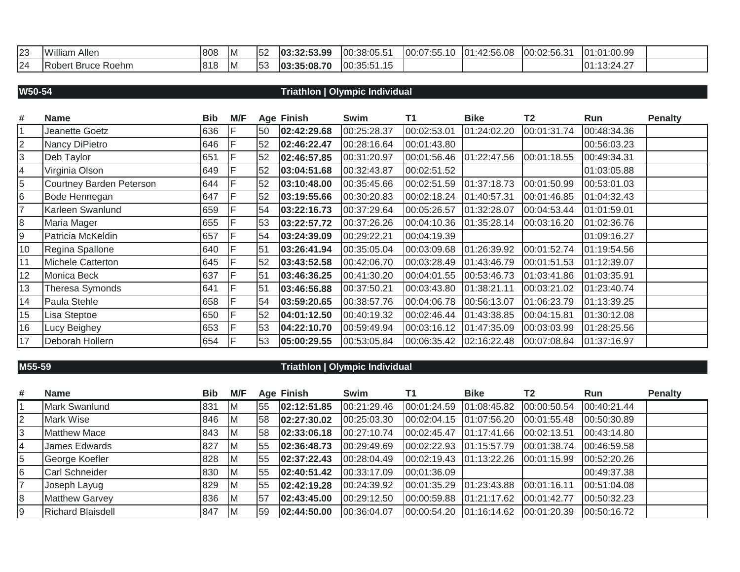| # | Name | Bib | M/F | Age | Finish | Swim | T1 | Bike | T2 | Run | Penalty |
|---|---|---|---|---|---|---|---|---|---|---|---|
| 23 | William Allen | 808 | M | 52 | **03:32:53.99** | 00:38:05.51 | 00:07:55.10 | 01:42:56.08 | 00:02:56.31 | 01:01:00.99 | |
| 24 | Robert Bruce Roehm | 818 | M | 53 | **03:35:08.70** | 00:35:51.15 | | | | 01:13:24.27 | |

## W50-54 — Triathlon | Olympic Individual

| # | Name | Bib | M/F | Age | Finish | Swim | T1 | Bike | T2 | Run | Penalty |
|---|---|---|---|---|---|---|---|---|---|---|---|
| 1 | Jeanette Goetz | 636 | F | 50 | **02:42:29.68** | 00:25:28.37 | 00:02:53.01 | 01:24:02.20 | 00:01:31.74 | 00:48:34.36 | |
| 2 | Nancy DiPietro | 646 | F | 52 | **02:46:22.47** | 00:28:16.64 | 00:01:43.80 | | | 00:56:03.23 | |
| 3 | Deb Taylor | 651 | F | 52 | **02:46:57.85** | 00:31:20.97 | 00:01:56.46 | 01:22:47.56 | 00:01:18.55 | 00:49:34.31 | |
| 4 | Virginia Olson | 649 | F | 52 | **03:04:51.68** | 00:32:43.87 | 00:02:51.52 | | | 01:03:05.88 | |
| 5 | Courtney Barden Peterson | 644 | F | 52 | **03:10:48.00** | 00:35:45.66 | 00:02:51.59 | 01:37:18.73 | 00:01:50.99 | 00:53:01.03 | |
| 6 | Bode Hennegan | 647 | F | 52 | **03:19:55.66** | 00:30:20.83 | 00:02:18.24 | 01:40:57.31 | 00:01:46.85 | 01:04:32.43 | |
| 7 | Karleen Swanlund | 659 | F | 54 | **03:22:16.73** | 00:37:29.64 | 00:05:26.57 | 01:32:28.07 | 00:04:53.44 | 01:01:59.01 | |
| 8 | Maria Mager | 655 | F | 53 | **03:22:57.72** | 00:37:26.26 | 00:04:10.36 | 01:35:28.14 | 00:03:16.20 | 01:02:36.76 | |
| 9 | Patricia McKeldin | 657 | F | 54 | **03:24:39.09** | 00:29:22.21 | 00:04:19.39 | | | 01:09:16.27 | |
| 10 | Regina Spallone | 640 | F | 51 | **03:26:41.94** | 00:35:05.04 | 00:03:09.68 | 01:26:39.92 | 00:01:52.74 | 01:19:54.56 | |
| 11 | Michele Catterton | 645 | F | 52 | **03:43:52.58** | 00:42:06.70 | 00:03:28.49 | 01:43:46.79 | 00:01:51.53 | 01:12:39.07 | |
| 12 | Monica Beck | 637 | F | 51 | **03:46:36.25** | 00:41:30.20 | 00:04:01.55 | 00:53:46.73 | 01:03:41.86 | 01:03:35.91 | |
| 13 | Theresa Symonds | 641 | F | 51 | **03:46:56.88** | 00:37:50.21 | 00:03:43.80 | 01:38:21.11 | 00:03:21.02 | 01:23:40.74 | |
| 14 | Paula Stehle | 658 | F | 54 | **03:59:20.65** | 00:38:57.76 | 00:04:06.78 | 00:56:13.07 | 01:06:23.79 | 01:13:39.25 | |
| 15 | Lisa Steptoe | 650 | F | 52 | **04:01:12.50** | 00:40:19.32 | 00:02:46.44 | 01:43:38.85 | 00:04:15.81 | 01:30:12.08 | |
| 16 | Lucy Beighey | 653 | F | 53 | **04:22:10.70** | 00:59:49.94 | 00:03:16.12 | 01:47:35.09 | 00:03:03.99 | 01:28:25.56 | |
| 17 | Deborah Hollern | 654 | F | 53 | **05:00:29.55** | 00:53:05.84 | 00:06:35.42 | 02:16:22.48 | 00:07:08.84 | 01:37:16.97 | |

## M55-59 — Triathlon | Olympic Individual

| # | Name | Bib | M/F | Age | Finish | Swim | T1 | Bike | T2 | Run | Penalty |
|---|---|---|---|---|---|---|---|---|---|---|---|
| 1 | Mark Swanlund | 831 | M | 55 | **02:12:51.85** | 00:21:29.46 | 00:01:24.59 | 01:08:45.82 | 00:00:50.54 | 00:40:21.44 | |
| 2 | Mark Wise | 846 | M | 58 | **02:27:30.02** | 00:25:03.30 | 00:02:04.15 | 01:07:56.20 | 00:01:55.48 | 00:50:30.89 | |
| 3 | Matthew Mace | 843 | M | 58 | **02:33:06.18** | 00:27:10.74 | 00:02:45.47 | 01:17:41.66 | 00:02:13.51 | 00:43:14.80 | |
| 4 | James Edwards | 827 | M | 55 | **02:36:48.73** | 00:29:49.69 | 00:02:22.93 | 01:15:57.79 | 00:01:38.74 | 00:46:59.58 | |
| 5 | George Koefler | 828 | M | 55 | **02:37:22.43** | 00:28:04.49 | 00:02:19.43 | 01:13:22.26 | 00:01:15.99 | 00:52:20.26 | |
| 6 | Carl Schneider | 830 | M | 55 | **02:40:51.42** | 00:33:17.09 | 00:01:36.09 | | | 00:49:37.38 | |
| 7 | Joseph Layug | 829 | M | 55 | **02:42:19.28** | 00:24:39.92 | 00:01:35.29 | 01:23:43.88 | 00:01:16.11 | 00:51:04.08 | |
| 8 | Matthew Garvey | 836 | M | 57 | **02:43:45.00** | 00:29:12.50 | 00:00:59.88 | 01:21:17.62 | 00:01:42.77 | 00:50:32.23 | |
| 9 | Richard Blaisdell | 847 | M | 59 | **02:44:50.00** | 00:36:04.07 | 00:00:54.20 | 01:16:14.62 | 00:01:20.39 | 00:50:16.72 | |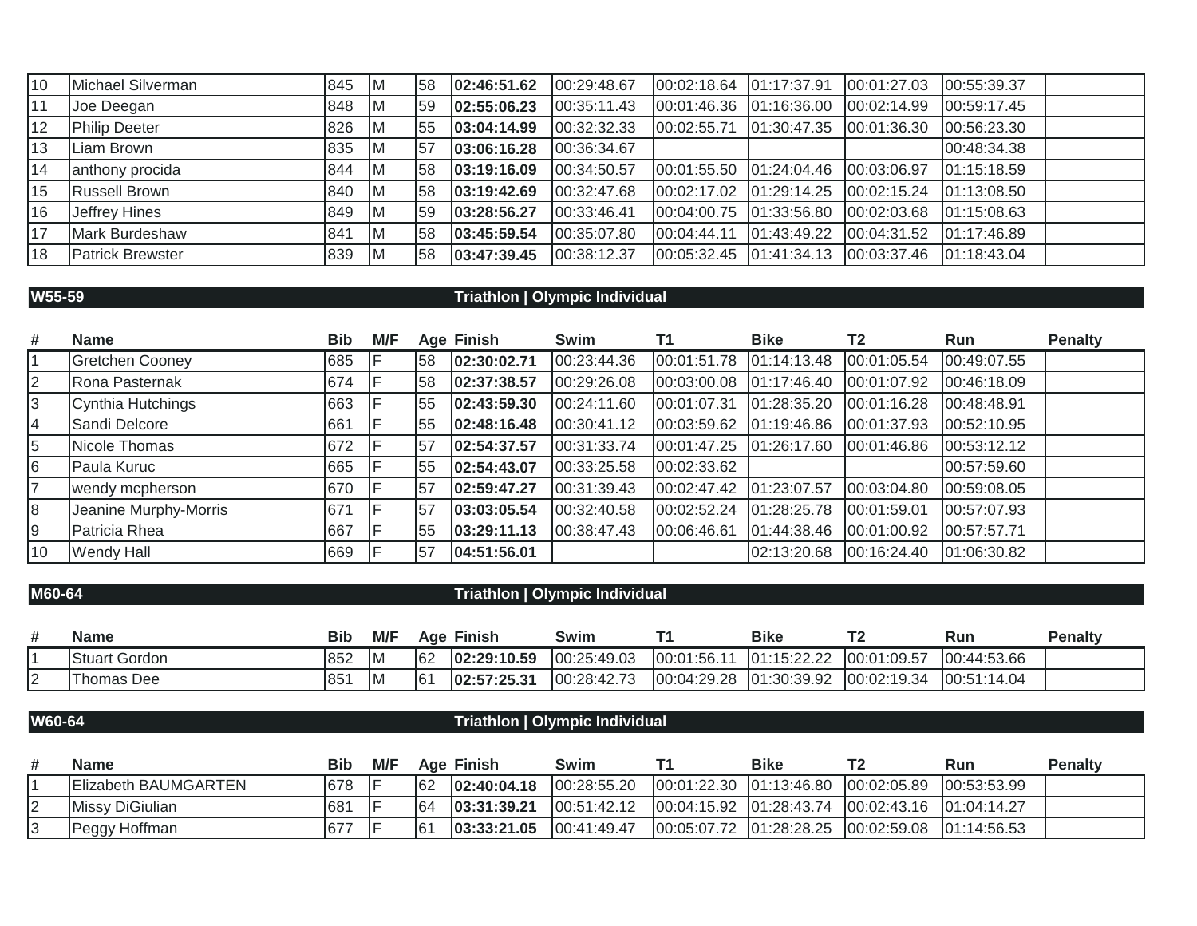| # | Name | Bib | M/F | Age | Finish | Swim | T1 | Bike | T2 | Run | Penalty |
|---|---|---|---|---|---|---|---|---|---|---|---|
| 10 | Michael Silverman | 845 | M | 58 | **02:46:51.62** | 00:29:48.67 | 00:02:18.64 | 01:17:37.91 | 00:01:27.03 | 00:55:39.37 | |
| 11 | Joe Deegan | 848 | M | 59 | **02:55:06.23** | 00:35:11.43 | 00:01:46.36 | 01:16:36.00 | 00:02:14.99 | 00:59:17.45 | |
| 12 | Philip Deeter | 826 | M | 55 | **03:04:14.99** | 00:32:32.33 | 00:02:55.71 | 01:30:47.35 | 00:01:36.30 | 00:56:23.30 | |
| 13 | Liam Brown | 835 | M | 57 | **03:06:16.28** | 00:36:34.67 | | | | 00:48:34.38 | |
| 14 | anthony procida | 844 | M | 58 | **03:19:16.09** | 00:34:50.57 | 00:01:55.50 | 01:24:04.46 | 00:03:06.97 | 01:15:18.59 | |
| 15 | Russell Brown | 840 | M | 58 | **03:19:42.69** | 00:32:47.68 | 00:02:17.02 | 01:29:14.25 | 00:02:15.24 | 01:13:08.50 | |
| 16 | Jeffrey Hines | 849 | M | 59 | **03:28:56.27** | 00:33:46.41 | 00:04:00.75 | 01:33:56.80 | 00:02:03.68 | 01:15:08.63 | |
| 17 | Mark Burdeshaw | 841 | M | 58 | **03:45:59.54** | 00:35:07.80 | 00:04:44.11 | 01:43:49.22 | 00:04:31.52 | 01:17:46.89 | |
| 18 | Patrick Brewster | 839 | M | 58 | **03:47:39.45** | 00:38:12.37 | 00:05:32.45 | 01:41:34.13 | 00:03:37.46 | 01:18:43.04 | |

## W55-59 — Triathlon | Olympic Individual

| # | Name | Bib | M/F | Age | Finish | Swim | T1 | Bike | T2 | Run | Penalty |
|---|---|---|---|---|---|---|---|---|---|---|---|
| 1 | Gretchen Cooney | 685 | F | 58 | **02:30:02.71** | 00:23:44.36 | 00:01:51.78 | 01:14:13.48 | 00:01:05.54 | 00:49:07.55 | |
| 2 | Rona Pasternak | 674 | F | 58 | **02:37:38.57** | 00:29:26.08 | 00:03:00.08 | 01:17:46.40 | 00:01:07.92 | 00:46:18.09 | |
| 3 | Cynthia Hutchings | 663 | F | 55 | **02:43:59.30** | 00:24:11.60 | 00:01:07.31 | 01:28:35.20 | 00:01:16.28 | 00:48:48.91 | |
| 4 | Sandi Delcore | 661 | F | 55 | **02:48:16.48** | 00:30:41.12 | 00:03:59.62 | 01:19:46.86 | 00:01:37.93 | 00:52:10.95 | |
| 5 | Nicole Thomas | 672 | F | 57 | **02:54:37.57** | 00:31:33.74 | 00:01:47.25 | 01:26:17.60 | 00:01:46.86 | 00:53:12.12 | |
| 6 | Paula Kuruc | 665 | F | 55 | **02:54:43.07** | 00:33:25.58 | 00:02:33.62 | | | 00:57:59.60 | |
| 7 | wendy mcpherson | 670 | F | 57 | **02:59:47.27** | 00:31:39.43 | 00:02:47.42 | 01:23:07.57 | 00:03:04.80 | 00:59:08.05 | |
| 8 | Jeanine Murphy-Morris | 671 | F | 57 | **03:03:05.54** | 00:32:40.58 | 00:02:52.24 | 01:28:25.78 | 00:01:59.01 | 00:57:07.93 | |
| 9 | Patricia Rhea | 667 | F | 55 | **03:29:11.13** | 00:38:47.43 | 00:06:46.61 | 01:44:38.46 | 00:01:00.92 | 00:57:57.71 | |
| 10 | Wendy Hall | 669 | F | 57 | **04:51:56.01** | | | 02:13:20.68 | 00:16:24.40 | 01:06:30.82 | |

## M60-64 — Triathlon | Olympic Individual

| # | Name | Bib | M/F | Age | Finish | Swim | T1 | Bike | T2 | Run | Penalty |
|---|---|---|---|---|---|---|---|---|---|---|---|
| 1 | Stuart Gordon | 852 | M | 62 | **02:29:10.59** | 00:25:49.03 | 00:01:56.11 | 01:15:22.22 | 00:01:09.57 | 00:44:53.66 | |
| 2 | Thomas Dee | 851 | M | 61 | **02:57:25.31** | 00:28:42.73 | 00:04:29.28 | 01:30:39.92 | 00:02:19.34 | 00:51:14.04 | |

## W60-64 — Triathlon | Olympic Individual

| # | Name | Bib | M/F | Age | Finish | Swim | T1 | Bike | T2 | Run | Penalty |
|---|---|---|---|---|---|---|---|---|---|---|---|
| 1 | Elizabeth BAUMGARTEN | 678 | F | 62 | **02:40:04.18** | 00:28:55.20 | 00:01:22.30 | 01:13:46.80 | 00:02:05.89 | 00:53:53.99 | |
| 2 | Missy DiGiulian | 681 | F | 64 | **03:31:39.21** | 00:51:42.12 | 00:04:15.92 | 01:28:43.74 | 00:02:43.16 | 01:04:14.27 | |
| 3 | Peggy Hoffman | 677 | F | 61 | **03:33:21.05** | 00:41:49.47 | 00:05:07.72 | 01:28:28.25 | 00:02:59.08 | 01:14:56.53 | |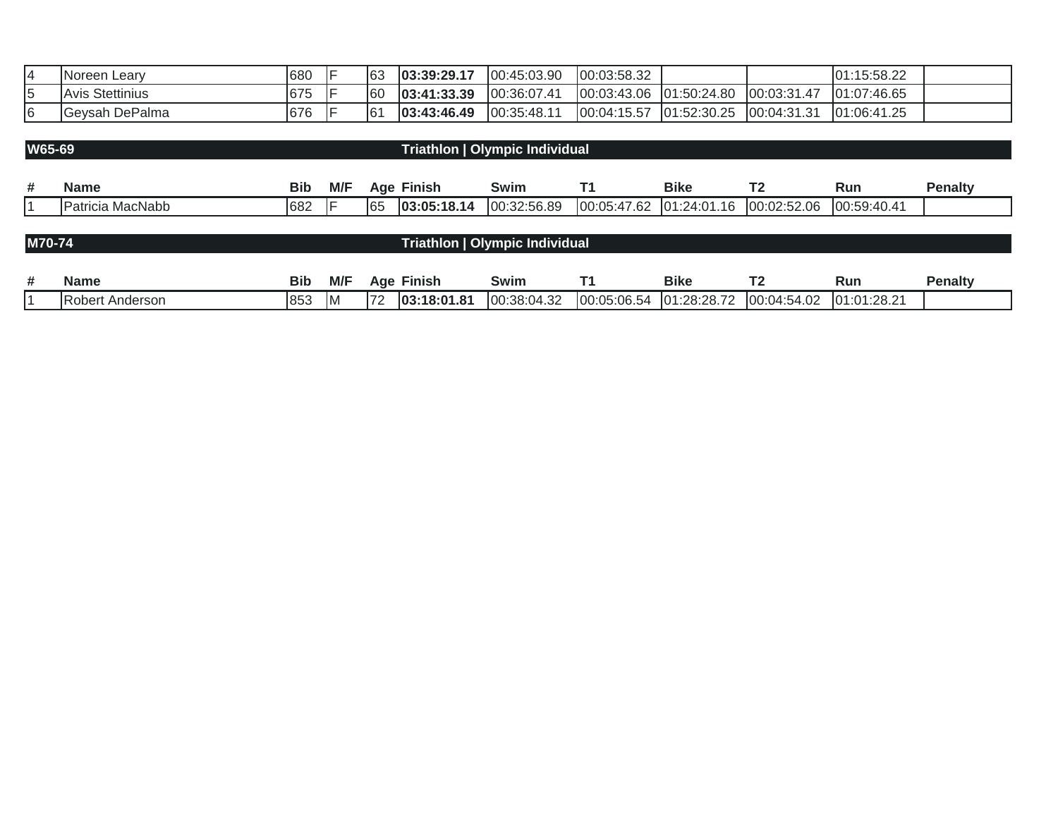| | | | | | | | | | | | |
|---|---|---|---|---|---|---|---|---|---|---|---|
| 4 | Noreen Leary | 680 | F | 63 | **03:39:29.17** | 00:45:03.90 | 00:03:58.32 | | | 01:15:58.22 | |
| 5 | Avis Stettinius | 675 | F | 60 | **03:41:33.39** | 00:36:07.41 | 00:03:43.06 | 01:50:24.80 | 00:03:31.47 | 01:07:46.65 | |
| 6 | Geysah DePalma | 676 | F | 61 | **03:43:46.49** | 00:35:48.11 | 00:04:15.57 | 01:52:30.25 | 00:04:31.31 | 01:06:41.25 | |

## W65-69 Triathlon | Olympic Individual

| # | Name | Bib | M/F | Age | Finish | Swim | T1 | Bike | T2 | Run | Penalty |
|---|---|---|---|---|---|---|---|---|---|---|---|
| 1 | Patricia MacNabb | 682 | F | 65 | **03:05:18.14** | 00:32:56.89 | 00:05:47.62 | 01:24:01.16 | 00:02:52.06 | 00:59:40.41 | |

## M70-74 Triathlon | Olympic Individual

| # | Name | Bib | M/F | Age | Finish | Swim | T1 | Bike | T2 | Run | Penalty |
|---|---|---|---|---|---|---|---|---|---|---|---|
| 1 | Robert Anderson | 853 | M | 72 | **03:18:01.81** | 00:38:04.32 | 00:05:06.54 | 01:28:28.72 | 00:04:54.02 | 01:01:28.21 | |